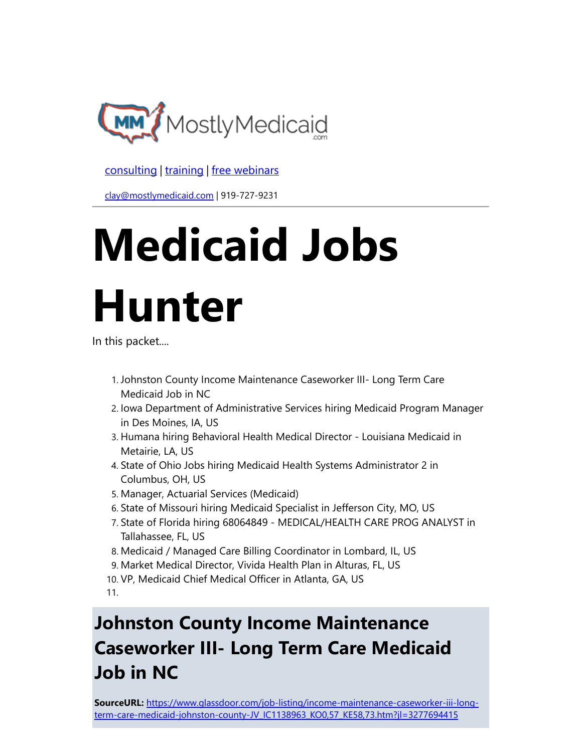MostlyMedicaid.com

[consulting](#) | [training](#) | [free webinars](#)

[clay@mostlymedicaid.com](mailto:clay@mostlymedicaid.com) | 919-727-9231

# Medicaid Jobs Hunter

In this packet....

1. Johnston County Income Maintenance Caseworker III- Long Term Care Medicaid Job in NC
2. Iowa Department of Administrative Services hiring Medicaid Program Manager in Des Moines, IA, US
3. Humana hiring Behavioral Health Medical Director - Louisiana Medicaid in Metairie, LA, US
4. State of Ohio Jobs hiring Medicaid Health Systems Administrator 2 in Columbus, OH, US
5. Manager, Actuarial Services (Medicaid)
6. State of Missouri hiring Medicaid Specialist in Jefferson City, MO, US
7. State of Florida hiring 68064849 - MEDICAL/HEALTH CARE PROG ANALYST in Tallahassee, FL, US
8. Medicaid / Managed Care Billing Coordinator in Lombard, IL, US
9. Market Medical Director, Vivida Health Plan in Alturas, FL, US
10. VP, Medicaid Chief Medical Officer in Atlanta, GA, US
11. 

## Johnston County Income Maintenance Caseworker III- Long Term Care Medicaid Job in NC

**SourceURL:** [https://www.glassdoor.com/job-listing/income-maintenance-caseworker-iii-long-term-care-medicaid-johnston-county-JV_IC1138963_KO0,57_KE58,73.htm?jl=3277694415](https://www.glassdoor.com/job-listing/income-maintenance-caseworker-iii-long-term-care-medicaid-johnston-county-JV_IC1138963_KO0,57_KE58,73.htm?jl=3277694415)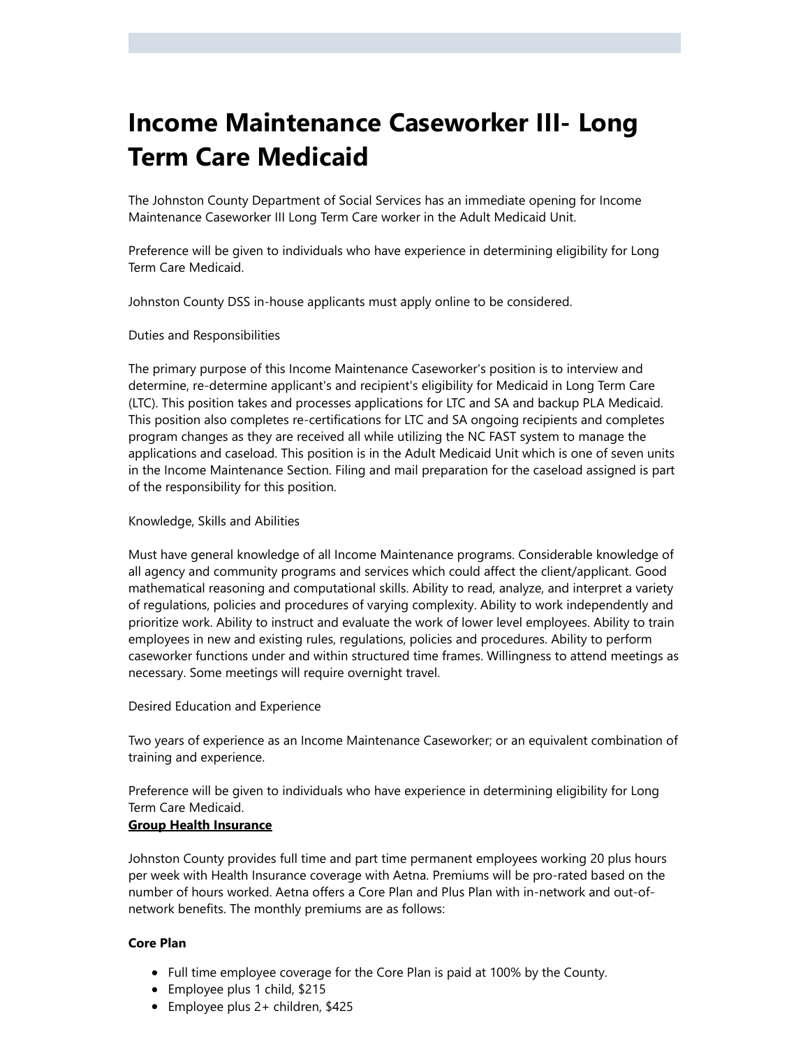# Income Maintenance Caseworker III- Long Term Care Medicaid

The Johnston County Department of Social Services has an immediate opening for Income Maintenance Caseworker III Long Term Care worker in the Adult Medicaid Unit.

Preference will be given to individuals who have experience in determining eligibility for Long Term Care Medicaid.

Johnston County DSS in-house applicants must apply online to be considered.

Duties and Responsibilities

The primary purpose of this Income Maintenance Caseworker's position is to interview and determine, re-determine applicant's and recipient's eligibility for Medicaid in Long Term Care (LTC). This position takes and processes applications for LTC and SA and backup PLA Medicaid. This position also completes re-certifications for LTC and SA ongoing recipients and completes program changes as they are received all while utilizing the NC FAST system to manage the applications and caseload. This position is in the Adult Medicaid Unit which is one of seven units in the Income Maintenance Section. Filing and mail preparation for the caseload assigned is part of the responsibility for this position.

Knowledge, Skills and Abilities

Must have general knowledge of all Income Maintenance programs. Considerable knowledge of all agency and community programs and services which could affect the client/applicant. Good mathematical reasoning and computational skills. Ability to read, analyze, and interpret a variety of regulations, policies and procedures of varying complexity. Ability to work independently and prioritize work. Ability to instruct and evaluate the work of lower level employees. Ability to train employees in new and existing rules, regulations, policies and procedures. Ability to perform caseworker functions under and within structured time frames. Willingness to attend meetings as necessary. Some meetings will require overnight travel.

Desired Education and Experience

Two years of experience as an Income Maintenance Caseworker; or an equivalent combination of training and experience.

Preference will be given to individuals who have experience in determining eligibility for Long Term Care Medicaid.

**Group Health Insurance**

Johnston County provides full time and part time permanent employees working 20 plus hours per week with Health Insurance coverage with Aetna. Premiums will be pro-rated based on the number of hours worked. Aetna offers a Core Plan and Plus Plan with in-network and out-of-network benefits. The monthly premiums are as follows:

**Core Plan**

- Full time employee coverage for the Core Plan is paid at 100% by the County.
- Employee plus 1 child, $215
- Employee plus 2+ children, $425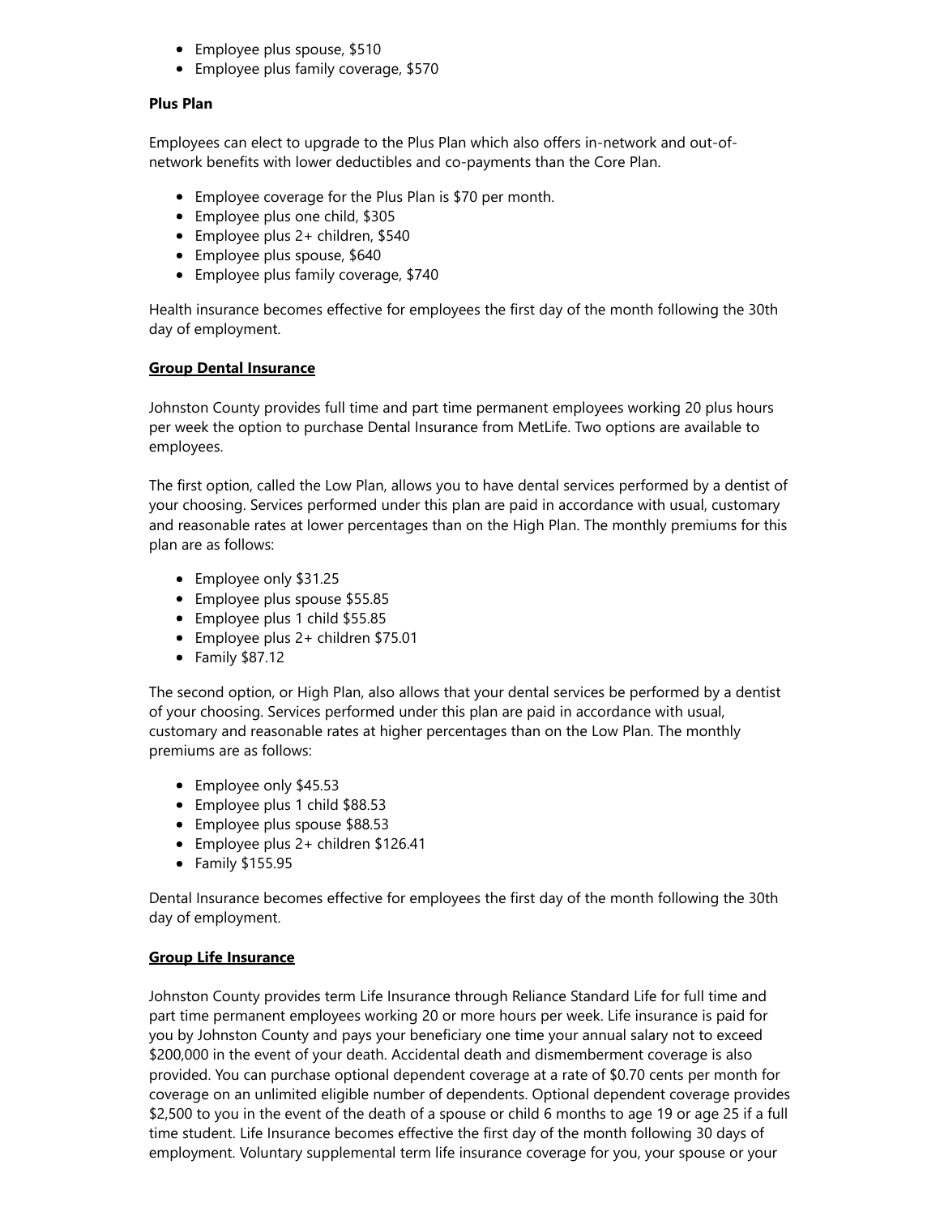- Employee plus spouse, $510
- Employee plus family coverage, $570

**Plus Plan**

Employees can elect to upgrade to the Plus Plan which also offers in-network and out-of-network benefits with lower deductibles and co-payments than the Core Plan.

- Employee coverage for the Plus Plan is $70 per month.
- Employee plus one child, $305
- Employee plus 2+ children, $540
- Employee plus spouse, $640
- Employee plus family coverage, $740

Health insurance becomes effective for employees the first day of the month following the 30th day of employment.

**Group Dental Insurance**

Johnston County provides full time and part time permanent employees working 20 plus hours per week the option to purchase Dental Insurance from MetLife. Two options are available to employees.

The first option, called the Low Plan, allows you to have dental services performed by a dentist of your choosing. Services performed under this plan are paid in accordance with usual, customary and reasonable rates at lower percentages than on the High Plan. The monthly premiums for this plan are as follows:

- Employee only $31.25
- Employee plus spouse $55.85
- Employee plus 1 child $55.85
- Employee plus 2+ children $75.01
- Family $87.12

The second option, or High Plan, also allows that your dental services be performed by a dentist of your choosing. Services performed under this plan are paid in accordance with usual, customary and reasonable rates at higher percentages than on the Low Plan. The monthly premiums are as follows:

- Employee only $45.53
- Employee plus 1 child $88.53
- Employee plus spouse $88.53
- Employee plus 2+ children $126.41
- Family $155.95

Dental Insurance becomes effective for employees the first day of the month following the 30th day of employment.

**Group Life Insurance**

Johnston County provides term Life Insurance through Reliance Standard Life for full time and part time permanent employees working 20 or more hours per week. Life insurance is paid for you by Johnston County and pays your beneficiary one time your annual salary not to exceed $200,000 in the event of your death. Accidental death and dismemberment coverage is also provided. You can purchase optional dependent coverage at a rate of $0.70 cents per month for coverage on an unlimited eligible number of dependents. Optional dependent coverage provides $2,500 to you in the event of the death of a spouse or child 6 months to age 19 or age 25 if a full time student. Life Insurance becomes effective the first day of the month following 30 days of employment. Voluntary supplemental term life insurance coverage for you, your spouse or your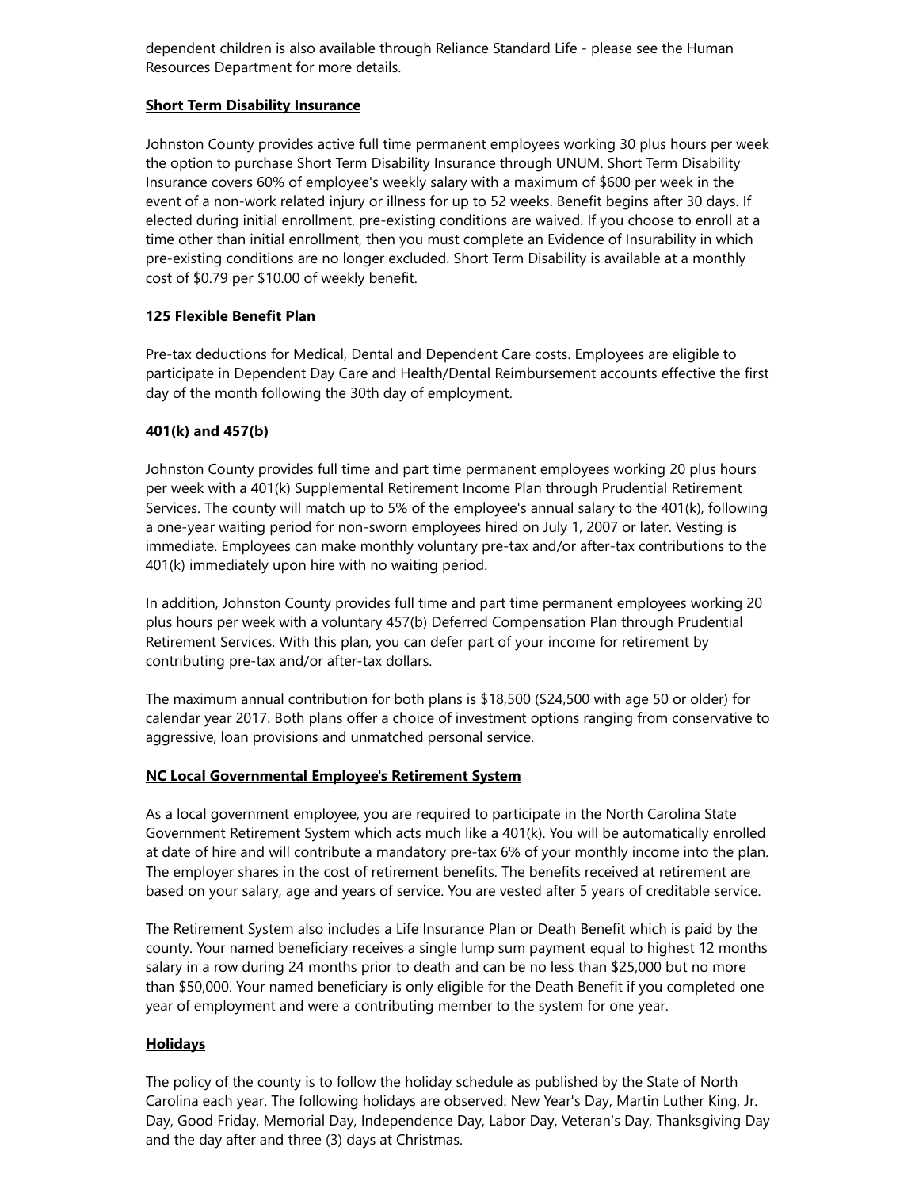dependent children is also available through Reliance Standard Life - please see the Human Resources Department for more details.

**Short Term Disability Insurance**

Johnston County provides active full time permanent employees working 30 plus hours per week the option to purchase Short Term Disability Insurance through UNUM. Short Term Disability Insurance covers 60% of employee's weekly salary with a maximum of $600 per week in the event of a non-work related injury or illness for up to 52 weeks. Benefit begins after 30 days. If elected during initial enrollment, pre-existing conditions are waived. If you choose to enroll at a time other than initial enrollment, then you must complete an Evidence of Insurability in which pre-existing conditions are no longer excluded. Short Term Disability is available at a monthly cost of $0.79 per $10.00 of weekly benefit.

**125 Flexible Benefit Plan**

Pre-tax deductions for Medical, Dental and Dependent Care costs. Employees are eligible to participate in Dependent Day Care and Health/Dental Reimbursement accounts effective the first day of the month following the 30th day of employment.

**401(k) and 457(b)**

Johnston County provides full time and part time permanent employees working 20 plus hours per week with a 401(k) Supplemental Retirement Income Plan through Prudential Retirement Services. The county will match up to 5% of the employee's annual salary to the 401(k), following a one-year waiting period for non-sworn employees hired on July 1, 2007 or later. Vesting is immediate. Employees can make monthly voluntary pre-tax and/or after-tax contributions to the 401(k) immediately upon hire with no waiting period.

In addition, Johnston County provides full time and part time permanent employees working 20 plus hours per week with a voluntary 457(b) Deferred Compensation Plan through Prudential Retirement Services. With this plan, you can defer part of your income for retirement by contributing pre-tax and/or after-tax dollars.

The maximum annual contribution for both plans is $18,500 ($24,500 with age 50 or older) for calendar year 2017. Both plans offer a choice of investment options ranging from conservative to aggressive, loan provisions and unmatched personal service.

**NC Local Governmental Employee's Retirement System**

As a local government employee, you are required to participate in the North Carolina State Government Retirement System which acts much like a 401(k). You will be automatically enrolled at date of hire and will contribute a mandatory pre-tax 6% of your monthly income into the plan. The employer shares in the cost of retirement benefits. The benefits received at retirement are based on your salary, age and years of service. You are vested after 5 years of creditable service.

The Retirement System also includes a Life Insurance Plan or Death Benefit which is paid by the county. Your named beneficiary receives a single lump sum payment equal to highest 12 months salary in a row during 24 months prior to death and can be no less than $25,000 but no more than $50,000. Your named beneficiary is only eligible for the Death Benefit if you completed one year of employment and were a contributing member to the system for one year.

**Holidays**

The policy of the county is to follow the holiday schedule as published by the State of North Carolina each year. The following holidays are observed: New Year's Day, Martin Luther King, Jr. Day, Good Friday, Memorial Day, Independence Day, Labor Day, Veteran's Day, Thanksgiving Day and the day after and three (3) days at Christmas.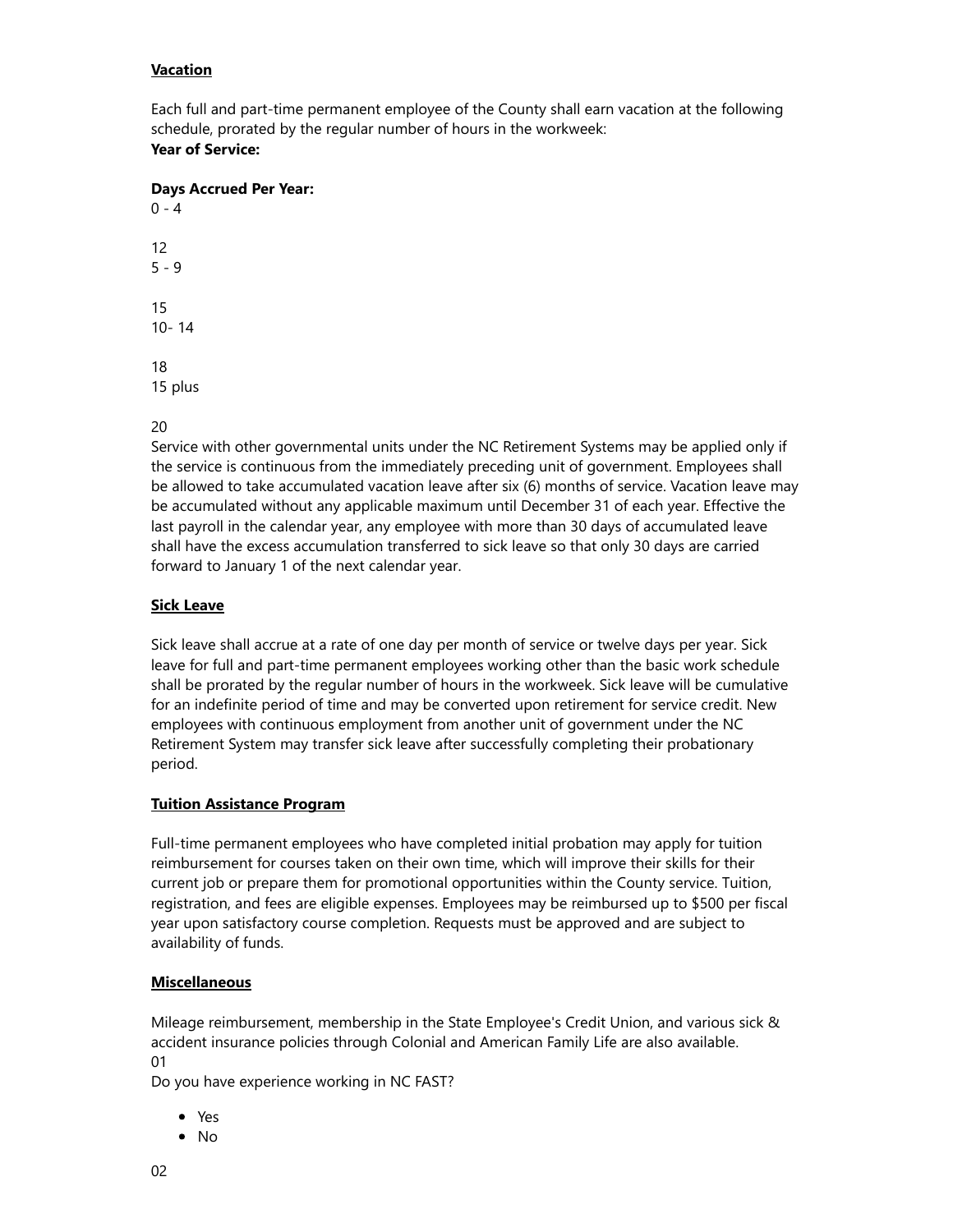**Vacation**

Each full and part-time permanent employee of the County shall earn vacation at the following schedule, prorated by the regular number of hours in the workweek:

| Year of Service: | Days Accrued Per Year: |
|---|---|
| 0 - 4 | 12 |
| 5 - 9 | 15 |
| 10- 14 | 18 |
| 15 plus | 20 |

Service with other governmental units under the NC Retirement Systems may be applied only if the service is continuous from the immediately preceding unit of government. Employees shall be allowed to take accumulated vacation leave after six (6) months of service. Vacation leave may be accumulated without any applicable maximum until December 31 of each year. Effective the last payroll in the calendar year, any employee with more than 30 days of accumulated leave shall have the excess accumulation transferred to sick leave so that only 30 days are carried forward to January 1 of the next calendar year.

**Sick Leave**

Sick leave shall accrue at a rate of one day per month of service or twelve days per year. Sick leave for full and part-time permanent employees working other than the basic work schedule shall be prorated by the regular number of hours in the workweek. Sick leave will be cumulative for an indefinite period of time and may be converted upon retirement for service credit. New employees with continuous employment from another unit of government under the NC Retirement System may transfer sick leave after successfully completing their probationary period.

**Tuition Assistance Program**

Full-time permanent employees who have completed initial probation may apply for tuition reimbursement for courses taken on their own time, which will improve their skills for their current job or prepare them for promotional opportunities within the County service. Tuition, registration, and fees are eligible expenses. Employees may be reimbursed up to $500 per fiscal year upon satisfactory course completion. Requests must be approved and are subject to availability of funds.

**Miscellaneous**

Mileage reimbursement, membership in the State Employee's Credit Union, and various sick & accident insurance policies through Colonial and American Family Life are also available.

01

Do you have experience working in NC FAST?

- Yes
- No

02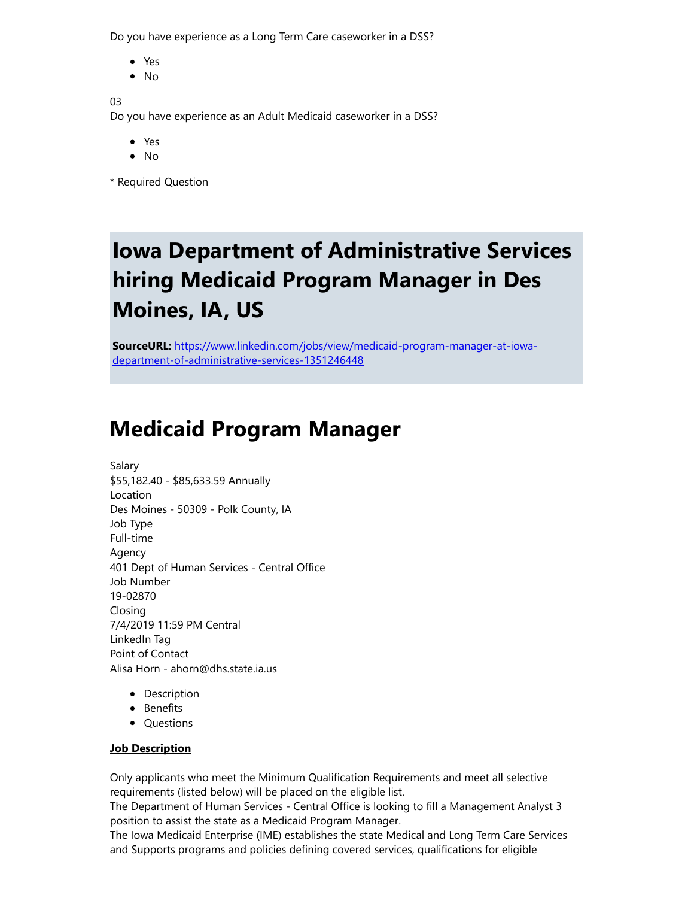Do you have experience as a Long Term Care caseworker in a DSS?

- Yes
- No

03
Do you have experience as an Adult Medicaid caseworker in a DSS?

- Yes
- No

* Required Question

# Iowa Department of Administrative Services hiring Medicaid Program Manager in Des Moines, IA, US

**SourceURL:** [https://www.linkedin.com/jobs/view/medicaid-program-manager-at-iowa-department-of-administrative-services-1351246448](https://www.linkedin.com/jobs/view/medicaid-program-manager-at-iowa-department-of-administrative-services-1351246448)

# Medicaid Program Manager

Salary
$55,182.40 - $85,633.59 Annually
Location
Des Moines - 50309 - Polk County, IA
Job Type
Full-time
Agency
401 Dept of Human Services - Central Office
Job Number
19-02870
Closing
7/4/2019 11:59 PM Central
LinkedIn Tag
Point of Contact
Alisa Horn - ahorn@dhs.state.ia.us

- Description
- Benefits
- Questions

**Job Description**

Only applicants who meet the Minimum Qualification Requirements and meet all selective requirements (listed below) will be placed on the eligible list.
The Department of Human Services - Central Office is looking to fill a Management Analyst 3 position to assist the state as a Medicaid Program Manager.
The Iowa Medicaid Enterprise (IME) establishes the state Medical and Long Term Care Services and Supports programs and policies defining covered services, qualifications for eligible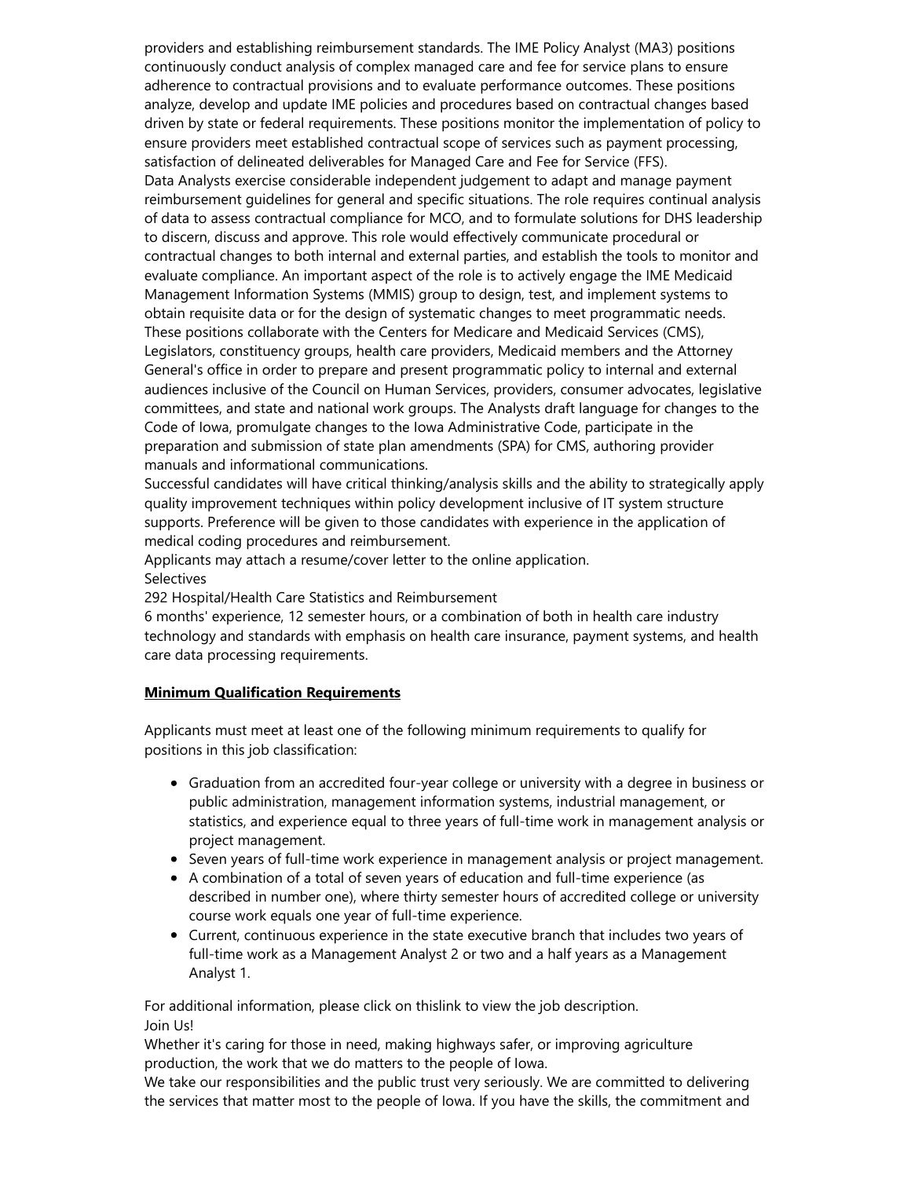providers and establishing reimbursement standards. The IME Policy Analyst (MA3) positions continuously conduct analysis of complex managed care and fee for service plans to ensure adherence to contractual provisions and to evaluate performance outcomes. These positions analyze, develop and update IME policies and procedures based on contractual changes based driven by state or federal requirements. These positions monitor the implementation of policy to ensure providers meet established contractual scope of services such as payment processing, satisfaction of delineated deliverables for Managed Care and Fee for Service (FFS).

Data Analysts exercise considerable independent judgement to adapt and manage payment reimbursement guidelines for general and specific situations. The role requires continual analysis of data to assess contractual compliance for MCO, and to formulate solutions for DHS leadership to discern, discuss and approve. This role would effectively communicate procedural or contractual changes to both internal and external parties, and establish the tools to monitor and evaluate compliance. An important aspect of the role is to actively engage the IME Medicaid Management Information Systems (MMIS) group to design, test, and implement systems to obtain requisite data or for the design of systematic changes to meet programmatic needs.

These positions collaborate with the Centers for Medicare and Medicaid Services (CMS), Legislators, constituency groups, health care providers, Medicaid members and the Attorney General's office in order to prepare and present programmatic policy to internal and external audiences inclusive of the Council on Human Services, providers, consumer advocates, legislative committees, and state and national work groups. The Analysts draft language for changes to the Code of Iowa, promulgate changes to the Iowa Administrative Code, participate in the preparation and submission of state plan amendments (SPA) for CMS, authoring provider manuals and informational communications.

Successful candidates will have critical thinking/analysis skills and the ability to strategically apply quality improvement techniques within policy development inclusive of IT system structure supports. Preference will be given to those candidates with experience in the application of medical coding procedures and reimbursement.

Applicants may attach a resume/cover letter to the online application.

Selectives

292 Hospital/Health Care Statistics and Reimbursement

6 months' experience, 12 semester hours, or a combination of both in health care industry technology and standards with emphasis on health care insurance, payment systems, and health care data processing requirements.

**Minimum Qualification Requirements**

Applicants must meet at least one of the following minimum requirements to qualify for positions in this job classification:

- Graduation from an accredited four-year college or university with a degree in business or public administration, management information systems, industrial management, or statistics, and experience equal to three years of full-time work in management analysis or project management.
- Seven years of full-time work experience in management analysis or project management.
- A combination of a total of seven years of education and full-time experience (as described in number one), where thirty semester hours of accredited college or university course work equals one year of full-time experience.
- Current, continuous experience in the state executive branch that includes two years of full-time work as a Management Analyst 2 or two and a half years as a Management Analyst 1.

For additional information, please click on thislink to view the job description.

Join Us!

Whether it's caring for those in need, making highways safer, or improving agriculture production, the work that we do matters to the people of Iowa.

We take our responsibilities and the public trust very seriously. We are committed to delivering the services that matter most to the people of Iowa. If you have the skills, the commitment and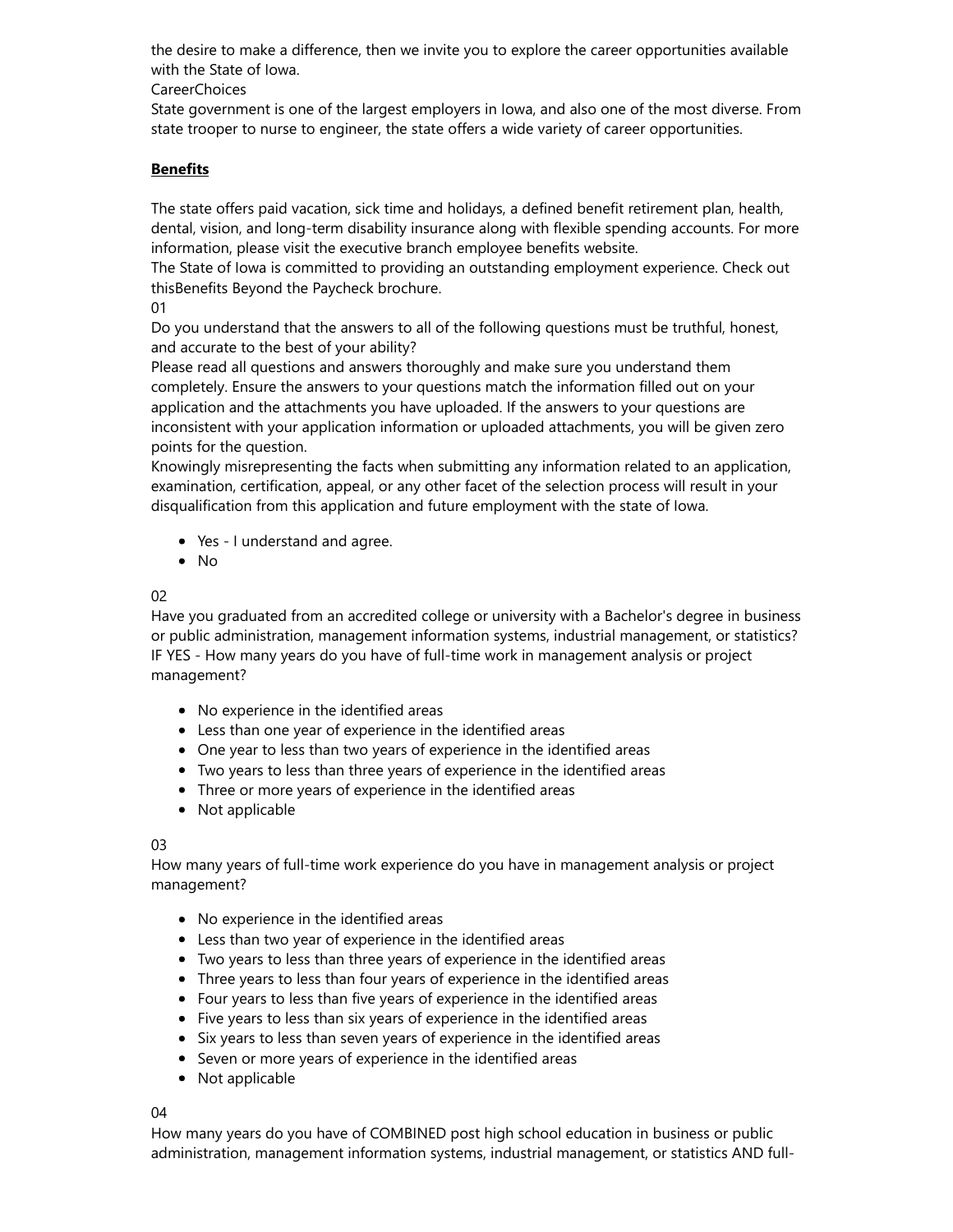the desire to make a difference, then we invite you to explore the career opportunities available with the State of Iowa.

CareerChoices

State government is one of the largest employers in Iowa, and also one of the most diverse. From state trooper to nurse to engineer, the state offers a wide variety of career opportunities.

**Benefits**

The state offers paid vacation, sick time and holidays, a defined benefit retirement plan, health, dental, vision, and long-term disability insurance along with flexible spending accounts. For more information, please visit the executive branch employee benefits website.

The State of Iowa is committed to providing an outstanding employment experience. Check out thisBenefits Beyond the Paycheck brochure.

01

Do you understand that the answers to all of the following questions must be truthful, honest, and accurate to the best of your ability?

Please read all questions and answers thoroughly and make sure you understand them completely. Ensure the answers to your questions match the information filled out on your application and the attachments you have uploaded. If the answers to your questions are inconsistent with your application information or uploaded attachments, you will be given zero points for the question.

Knowingly misrepresenting the facts when submitting any information related to an application, examination, certification, appeal, or any other facet of the selection process will result in your disqualification from this application and future employment with the state of Iowa.

- Yes - I understand and agree.
- No

02

Have you graduated from an accredited college or university with a Bachelor's degree in business or public administration, management information systems, industrial management, or statistics? IF YES - How many years do you have of full-time work in management analysis or project management?

- No experience in the identified areas
- Less than one year of experience in the identified areas
- One year to less than two years of experience in the identified areas
- Two years to less than three years of experience in the identified areas
- Three or more years of experience in the identified areas
- Not applicable

03

How many years of full-time work experience do you have in management analysis or project management?

- No experience in the identified areas
- Less than two year of experience in the identified areas
- Two years to less than three years of experience in the identified areas
- Three years to less than four years of experience in the identified areas
- Four years to less than five years of experience in the identified areas
- Five years to less than six years of experience in the identified areas
- Six years to less than seven years of experience in the identified areas
- Seven or more years of experience in the identified areas
- Not applicable

04

How many years do you have of COMBINED post high school education in business or public administration, management information systems, industrial management, or statistics AND full-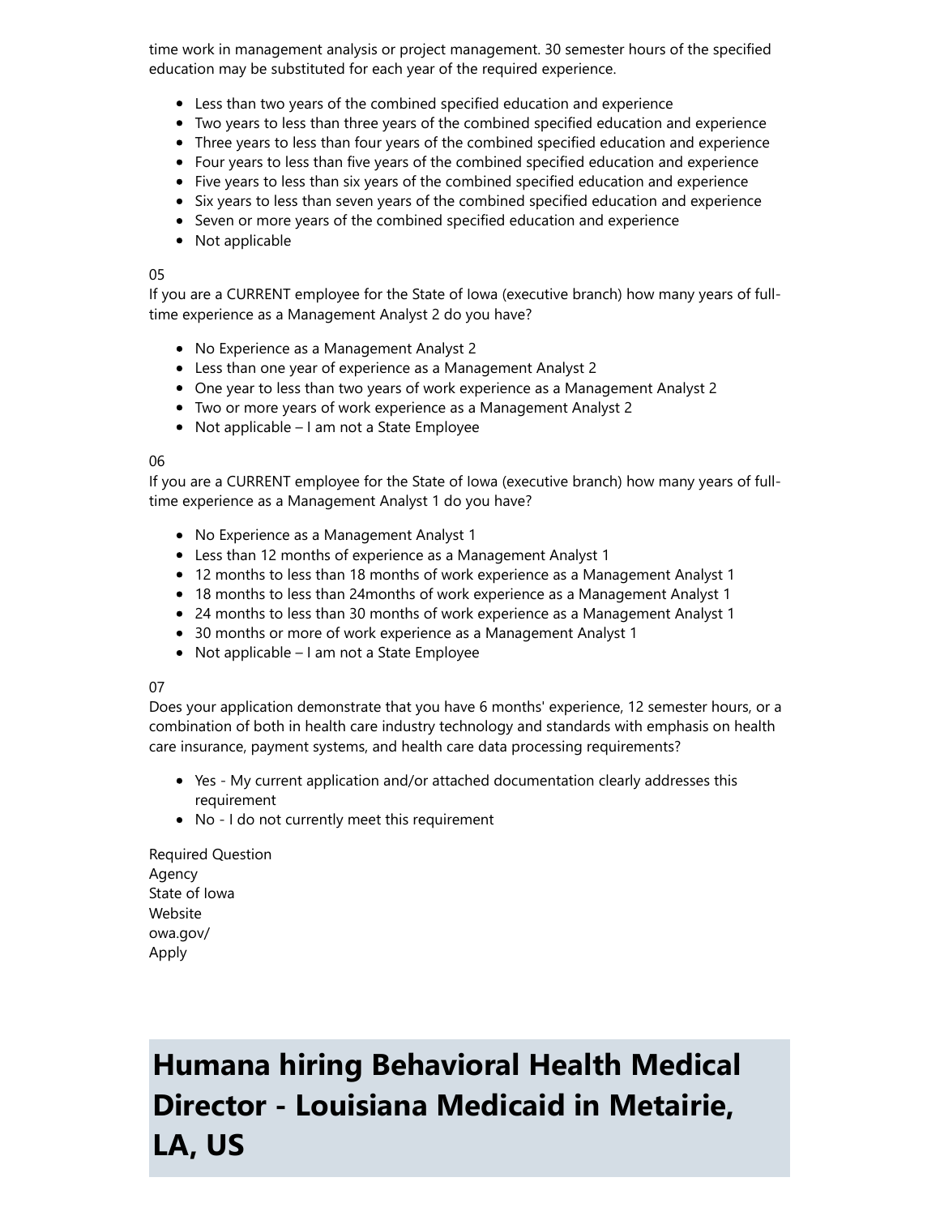time work in management analysis or project management. 30 semester hours of the specified education may be substituted for each year of the required experience.

- Less than two years of the combined specified education and experience
- Two years to less than three years of the combined specified education and experience
- Three years to less than four years of the combined specified education and experience
- Four years to less than five years of the combined specified education and experience
- Five years to less than six years of the combined specified education and experience
- Six years to less than seven years of the combined specified education and experience
- Seven or more years of the combined specified education and experience
- Not applicable

05
If you are a CURRENT employee for the State of Iowa (executive branch) how many years of full-time experience as a Management Analyst 2 do you have?

- No Experience as a Management Analyst 2
- Less than one year of experience as a Management Analyst 2
- One year to less than two years of work experience as a Management Analyst 2
- Two or more years of work experience as a Management Analyst 2
- Not applicable – I am not a State Employee

06
If you are a CURRENT employee for the State of Iowa (executive branch) how many years of full-time experience as a Management Analyst 1 do you have?

- No Experience as a Management Analyst 1
- Less than 12 months of experience as a Management Analyst 1
- 12 months to less than 18 months of work experience as a Management Analyst 1
- 18 months to less than 24months of work experience as a Management Analyst 1
- 24 months to less than 30 months of work experience as a Management Analyst 1
- 30 months or more of work experience as a Management Analyst 1
- Not applicable – I am not a State Employee

07
Does your application demonstrate that you have 6 months' experience, 12 semester hours, or a combination of both in health care industry technology and standards with emphasis on health care insurance, payment systems, and health care data processing requirements?

- Yes - My current application and/or attached documentation clearly addresses this requirement
- No - I do not currently meet this requirement

Required Question
Agency
State of Iowa
Website
owa.gov/
Apply

# Humana hiring Behavioral Health Medical Director - Louisiana Medicaid in Metairie, LA, US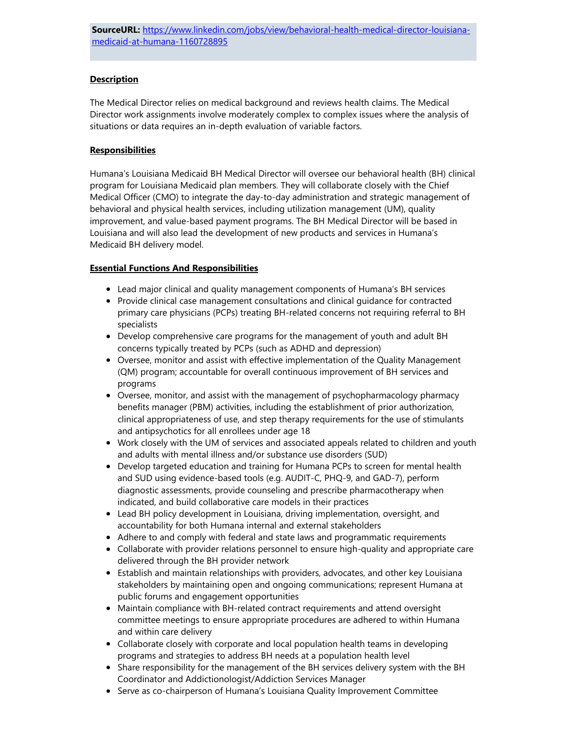**SourceURL:** [https://www.linkedin.com/jobs/view/behavioral-health-medical-director-louisiana-medicaid-at-humana-1160728895](https://www.linkedin.com/jobs/view/behavioral-health-medical-director-louisiana-medicaid-at-humana-1160728895)

**Description**

The Medical Director relies on medical background and reviews health claims. The Medical Director work assignments involve moderately complex to complex issues where the analysis of situations or data requires an in-depth evaluation of variable factors.

**Responsibilities**

Humana's Louisiana Medicaid BH Medical Director will oversee our behavioral health (BH) clinical program for Louisiana Medicaid plan members. They will collaborate closely with the Chief Medical Officer (CMO) to integrate the day-to-day administration and strategic management of behavioral and physical health services, including utilization management (UM), quality improvement, and value-based payment programs. The BH Medical Director will be based in Louisiana and will also lead the development of new products and services in Humana's Medicaid BH delivery model.

**Essential Functions And Responsibilities**

- Lead major clinical and quality management components of Humana's BH services
- Provide clinical case management consultations and clinical guidance for contracted primary care physicians (PCPs) treating BH-related concerns not requiring referral to BH specialists
- Develop comprehensive care programs for the management of youth and adult BH concerns typically treated by PCPs (such as ADHD and depression)
- Oversee, monitor and assist with effective implementation of the Quality Management (QM) program; accountable for overall continuous improvement of BH services and programs
- Oversee, monitor, and assist with the management of psychopharmacology pharmacy benefits manager (PBM) activities, including the establishment of prior authorization, clinical appropriateness of use, and step therapy requirements for the use of stimulants and antipsychotics for all enrollees under age 18
- Work closely with the UM of services and associated appeals related to children and youth and adults with mental illness and/or substance use disorders (SUD)
- Develop targeted education and training for Humana PCPs to screen for mental health and SUD using evidence-based tools (e.g. AUDIT-C, PHQ-9, and GAD-7), perform diagnostic assessments, provide counseling and prescribe pharmacotherapy when indicated, and build collaborative care models in their practices
- Lead BH policy development in Louisiana, driving implementation, oversight, and accountability for both Humana internal and external stakeholders
- Adhere to and comply with federal and state laws and programmatic requirements
- Collaborate with provider relations personnel to ensure high-quality and appropriate care delivered through the BH provider network
- Establish and maintain relationships with providers, advocates, and other key Louisiana stakeholders by maintaining open and ongoing communications; represent Humana at public forums and engagement opportunities
- Maintain compliance with BH-related contract requirements and attend oversight committee meetings to ensure appropriate procedures are adhered to within Humana and within care delivery
- Collaborate closely with corporate and local population health teams in developing programs and strategies to address BH needs at a population health level
- Share responsibility for the management of the BH services delivery system with the BH Coordinator and Addictionologist/Addiction Services Manager
- Serve as co-chairperson of Humana's Louisiana Quality Improvement Committee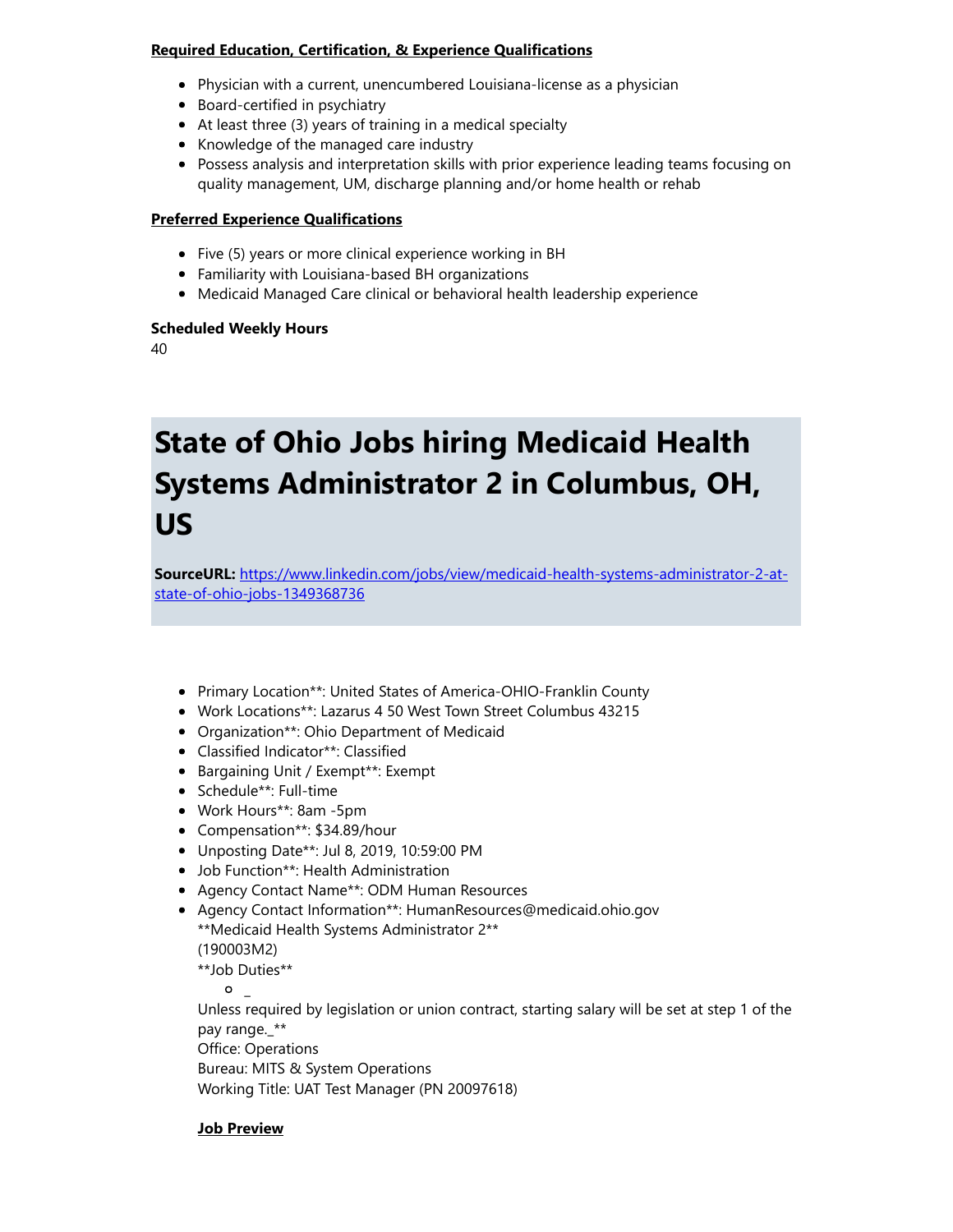**Required Education, Certification, & Experience Qualifications**

- Physician with a current, unencumbered Louisiana-license as a physician
- Board-certified in psychiatry
- At least three (3) years of training in a medical specialty
- Knowledge of the managed care industry
- Possess analysis and interpretation skills with prior experience leading teams focusing on quality management, UM, discharge planning and/or home health or rehab

**Preferred Experience Qualifications**

- Five (5) years or more clinical experience working in BH
- Familiarity with Louisiana-based BH organizations
- Medicaid Managed Care clinical or behavioral health leadership experience

**Scheduled Weekly Hours**

40

# State of Ohio Jobs hiring Medicaid Health Systems Administrator 2 in Columbus, OH, US

**SourceURL:** [https://www.linkedin.com/jobs/view/medicaid-health-systems-administrator-2-at-state-of-ohio-jobs-1349368736](https://www.linkedin.com/jobs/view/medicaid-health-systems-administrator-2-at-state-of-ohio-jobs-1349368736)

- Primary Location**: United States of America-OHIO-Franklin County
- Work Locations**: Lazarus 4 50 West Town Street Columbus 43215
- Organization**: Ohio Department of Medicaid
- Classified Indicator**: Classified
- Bargaining Unit / Exempt**: Exempt
- Schedule**: Full-time
- Work Hours**: 8am -5pm
- Compensation**: $34.89/hour
- Unposting Date**: Jul 8, 2019, 10:59:00 PM
- Job Function**: Health Administration
- Agency Contact Name**: ODM Human Resources
- Agency Contact Information**: HumanResources@medicaid.ohio.gov
  **Medicaid Health Systems Administrator 2**
  (190003M2)
  **Job Duties**
    - _

  Unless required by legislation or union contract, starting salary will be set at step 1 of the pay range._**
  Office: Operations
  Bureau: MITS & System Operations
  Working Title: UAT Test Manager (PN 20097618)

  **Job Preview**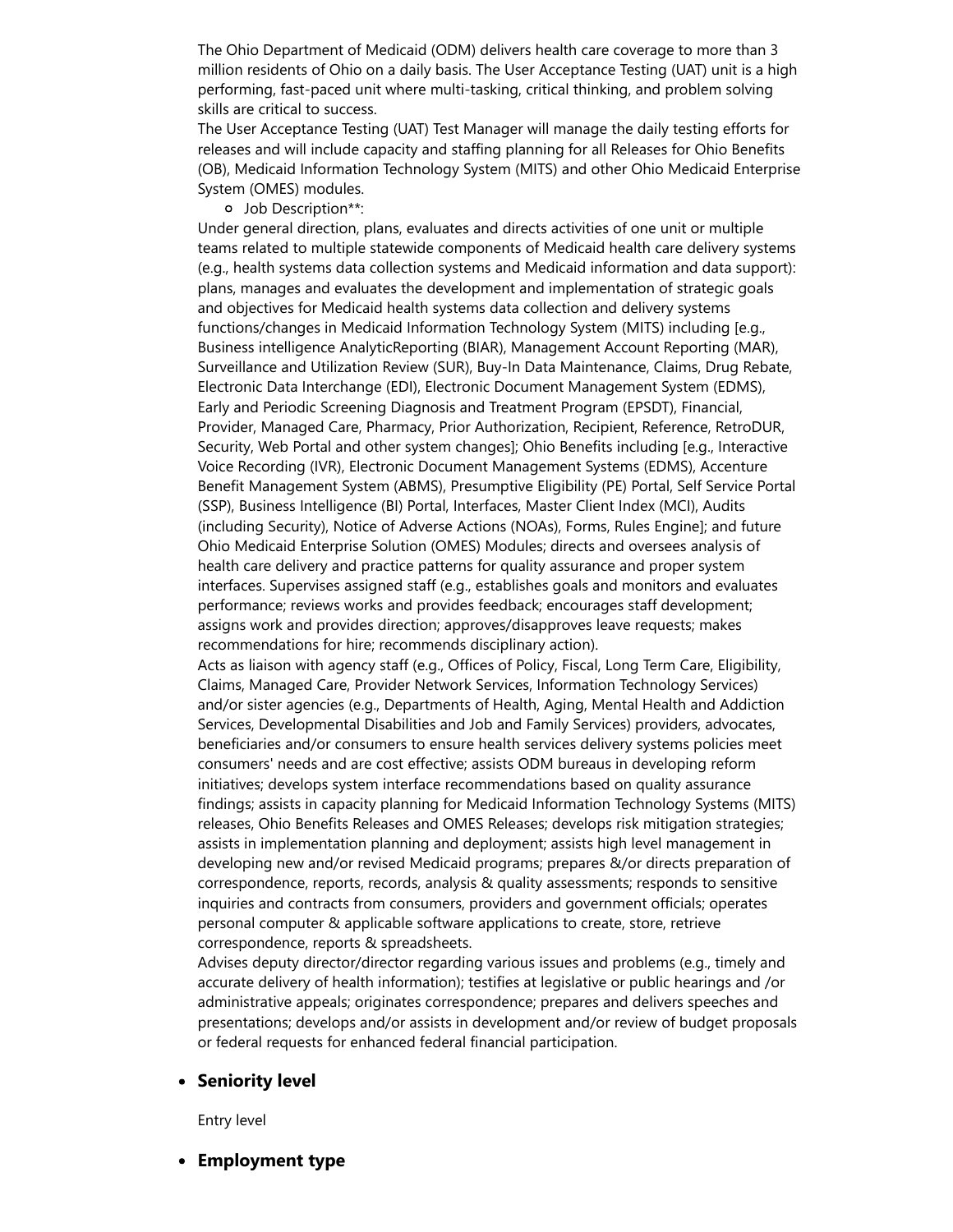The Ohio Department of Medicaid (ODM) delivers health care coverage to more than 3 million residents of Ohio on a daily basis. The User Acceptance Testing (UAT) unit is a high performing, fast-paced unit where multi-tasking, critical thinking, and problem solving skills are critical to success.

The User Acceptance Testing (UAT) Test Manager will manage the daily testing efforts for releases and will include capacity and staffing planning for all Releases for Ohio Benefits (OB), Medicaid Information Technology System (MITS) and other Ohio Medicaid Enterprise System (OMES) modules.

- Job Description**:

Under general direction, plans, evaluates and directs activities of one unit or multiple teams related to multiple statewide components of Medicaid health care delivery systems (e.g., health systems data collection systems and Medicaid information and data support): plans, manages and evaluates the development and implementation of strategic goals and objectives for Medicaid health systems data collection and delivery systems functions/changes in Medicaid Information Technology System (MITS) including [e.g., Business intelligence AnalyticReporting (BIAR), Management Account Reporting (MAR), Surveillance and Utilization Review (SUR), Buy-In Data Maintenance, Claims, Drug Rebate, Electronic Data Interchange (EDI), Electronic Document Management System (EDMS), Early and Periodic Screening Diagnosis and Treatment Program (EPSDT), Financial, Provider, Managed Care, Pharmacy, Prior Authorization, Recipient, Reference, RetroDUR, Security, Web Portal and other system changes]; Ohio Benefits including [e.g., Interactive Voice Recording (IVR), Electronic Document Management Systems (EDMS), Accenture Benefit Management System (ABMS), Presumptive Eligibility (PE) Portal, Self Service Portal (SSP), Business Intelligence (BI) Portal, Interfaces, Master Client Index (MCI), Audits (including Security), Notice of Adverse Actions (NOAs), Forms, Rules Engine]; and future Ohio Medicaid Enterprise Solution (OMES) Modules; directs and oversees analysis of health care delivery and practice patterns for quality assurance and proper system interfaces. Supervises assigned staff (e.g., establishes goals and monitors and evaluates performance; reviews works and provides feedback; encourages staff development; assigns work and provides direction; approves/disapproves leave requests; makes recommendations for hire; recommends disciplinary action).

Acts as liaison with agency staff (e.g., Offices of Policy, Fiscal, Long Term Care, Eligibility, Claims, Managed Care, Provider Network Services, Information Technology Services) and/or sister agencies (e.g., Departments of Health, Aging, Mental Health and Addiction Services, Developmental Disabilities and Job and Family Services) providers, advocates, beneficiaries and/or consumers to ensure health services delivery systems policies meet consumers' needs and are cost effective; assists ODM bureaus in developing reform initiatives; develops system interface recommendations based on quality assurance findings; assists in capacity planning for Medicaid Information Technology Systems (MITS) releases, Ohio Benefits Releases and OMES Releases; develops risk mitigation strategies; assists in implementation planning and deployment; assists high level management in developing new and/or revised Medicaid programs; prepares &/or directs preparation of correspondence, reports, records, analysis & quality assessments; responds to sensitive inquiries and contracts from consumers, providers and government officials; operates personal computer & applicable software applications to create, store, retrieve correspondence, reports & spreadsheets.

Advises deputy director/director regarding various issues and problems (e.g., timely and accurate delivery of health information); testifies at legislative or public hearings and /or administrative appeals; originates correspondence; prepares and delivers speeches and presentations; develops and/or assists in development and/or review of budget proposals or federal requests for enhanced federal financial participation.

- **Seniority level**

  Entry level

- **Employment type**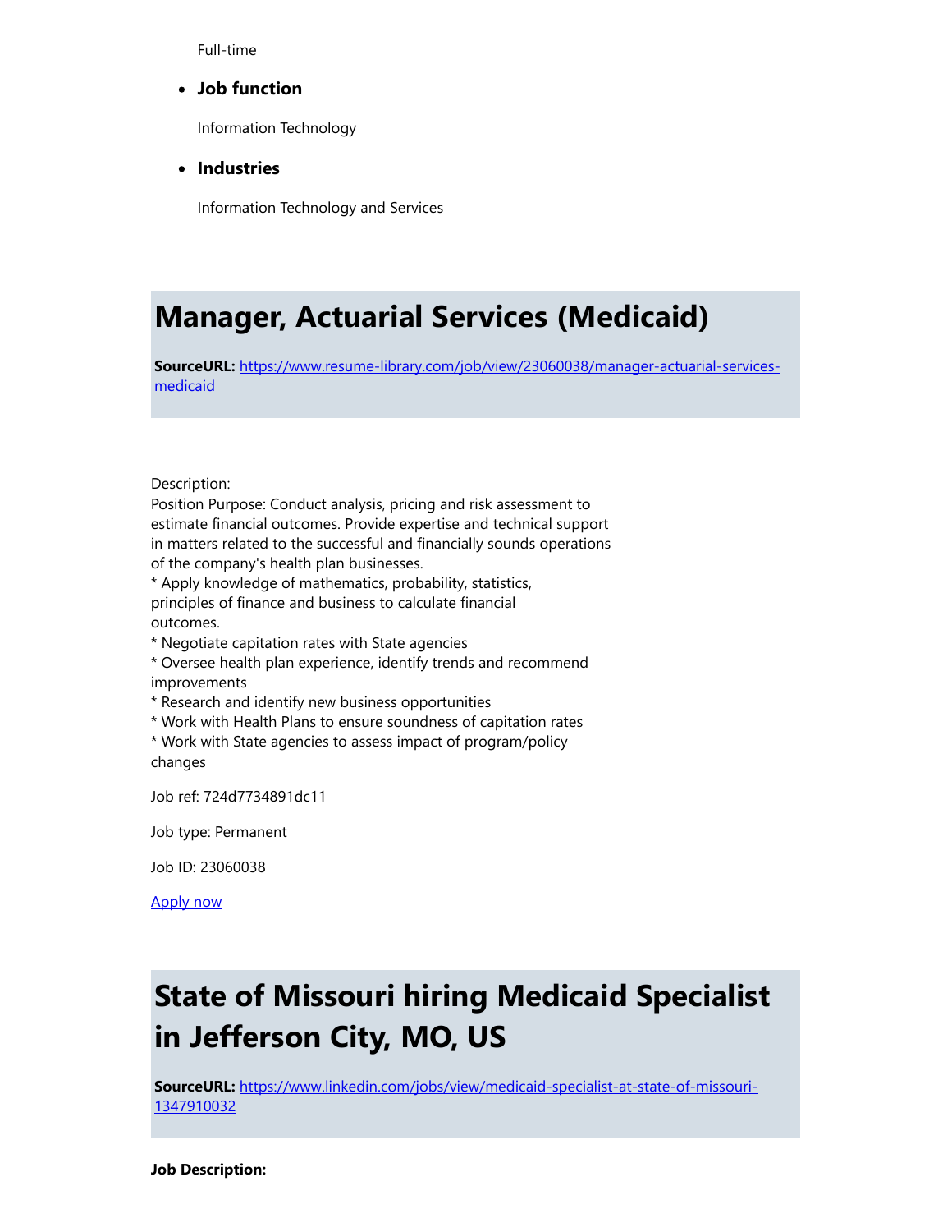Full-time

- **Job function**

  Information Technology

- **Industries**

  Information Technology and Services

# Manager, Actuarial Services (Medicaid)

**SourceURL:** [https://www.resume-library.com/job/view/23060038/manager-actuarial-services-medicaid](https://www.resume-library.com/job/view/23060038/manager-actuarial-services-medicaid)

Description:
Position Purpose: Conduct analysis, pricing and risk assessment to estimate financial outcomes. Provide expertise and technical support in matters related to the successful and financially sounds operations of the company's health plan businesses.
* Apply knowledge of mathematics, probability, statistics, principles of finance and business to calculate financial outcomes.
* Negotiate capitation rates with State agencies
* Oversee health plan experience, identify trends and recommend improvements
* Research and identify new business opportunities
* Work with Health Plans to ensure soundness of capitation rates
* Work with State agencies to assess impact of program/policy changes

Job ref: 724d7734891dc11

Job type: Permanent

Job ID: 23060038

[Apply now]()

# State of Missouri hiring Medicaid Specialist in Jefferson City, MO, US

**SourceURL:** [https://www.linkedin.com/jobs/view/medicaid-specialist-at-state-of-missouri-1347910032](https://www.linkedin.com/jobs/view/medicaid-specialist-at-state-of-missouri-1347910032)

**Job Description:**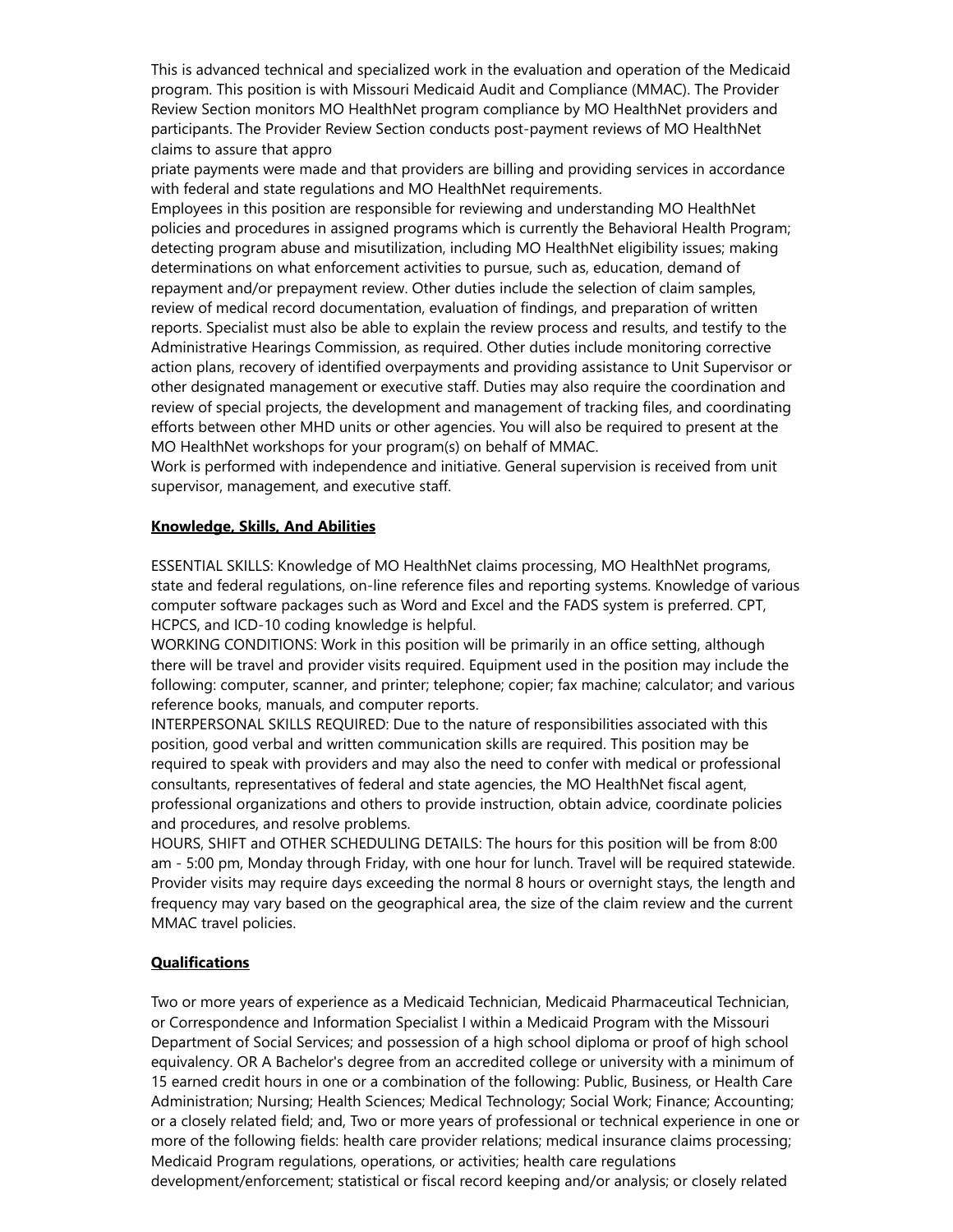This is advanced technical and specialized work in the evaluation and operation of the Medicaid program. This position is with Missouri Medicaid Audit and Compliance (MMAC). The Provider Review Section monitors MO HealthNet program compliance by MO HealthNet providers and participants. The Provider Review Section conducts post-payment reviews of MO HealthNet claims to assure that appro

priate payments were made and that providers are billing and providing services in accordance with federal and state regulations and MO HealthNet requirements.

Employees in this position are responsible for reviewing and understanding MO HealthNet policies and procedures in assigned programs which is currently the Behavioral Health Program; detecting program abuse and misutilization, including MO HealthNet eligibility issues; making determinations on what enforcement activities to pursue, such as, education, demand of repayment and/or prepayment review. Other duties include the selection of claim samples, review of medical record documentation, evaluation of findings, and preparation of written reports. Specialist must also be able to explain the review process and results, and testify to the Administrative Hearings Commission, as required. Other duties include monitoring corrective action plans, recovery of identified overpayments and providing assistance to Unit Supervisor or other designated management or executive staff. Duties may also require the coordination and review of special projects, the development and management of tracking files, and coordinating efforts between other MHD units or other agencies. You will also be required to present at the MO HealthNet workshops for your program(s) on behalf of MMAC.

Work is performed with independence and initiative. General supervision is received from unit supervisor, management, and executive staff.

## Knowledge, Skills, And Abilities

ESSENTIAL SKILLS: Knowledge of MO HealthNet claims processing, MO HealthNet programs, state and federal regulations, on-line reference files and reporting systems. Knowledge of various computer software packages such as Word and Excel and the FADS system is preferred. CPT, HCPCS, and ICD-10 coding knowledge is helpful.

WORKING CONDITIONS: Work in this position will be primarily in an office setting, although there will be travel and provider visits required. Equipment used in the position may include the following: computer, scanner, and printer; telephone; copier; fax machine; calculator; and various reference books, manuals, and computer reports.

INTERPERSONAL SKILLS REQUIRED: Due to the nature of responsibilities associated with this position, good verbal and written communication skills are required. This position may be required to speak with providers and may also the need to confer with medical or professional consultants, representatives of federal and state agencies, the MO HealthNet fiscal agent, professional organizations and others to provide instruction, obtain advice, coordinate policies and procedures, and resolve problems.

HOURS, SHIFT and OTHER SCHEDULING DETAILS: The hours for this position will be from 8:00 am - 5:00 pm, Monday through Friday, with one hour for lunch. Travel will be required statewide. Provider visits may require days exceeding the normal 8 hours or overnight stays, the length and frequency may vary based on the geographical area, the size of the claim review and the current MMAC travel policies.

## Qualifications

Two or more years of experience as a Medicaid Technician, Medicaid Pharmaceutical Technician, or Correspondence and Information Specialist I within a Medicaid Program with the Missouri Department of Social Services; and possession of a high school diploma or proof of high school equivalency. OR A Bachelor's degree from an accredited college or university with a minimum of 15 earned credit hours in one or a combination of the following: Public, Business, or Health Care Administration; Nursing; Health Sciences; Medical Technology; Social Work; Finance; Accounting; or a closely related field; and, Two or more years of professional or technical experience in one or more of the following fields: health care provider relations; medical insurance claims processing; Medicaid Program regulations, operations, or activities; health care regulations development/enforcement; statistical or fiscal record keeping and/or analysis; or closely related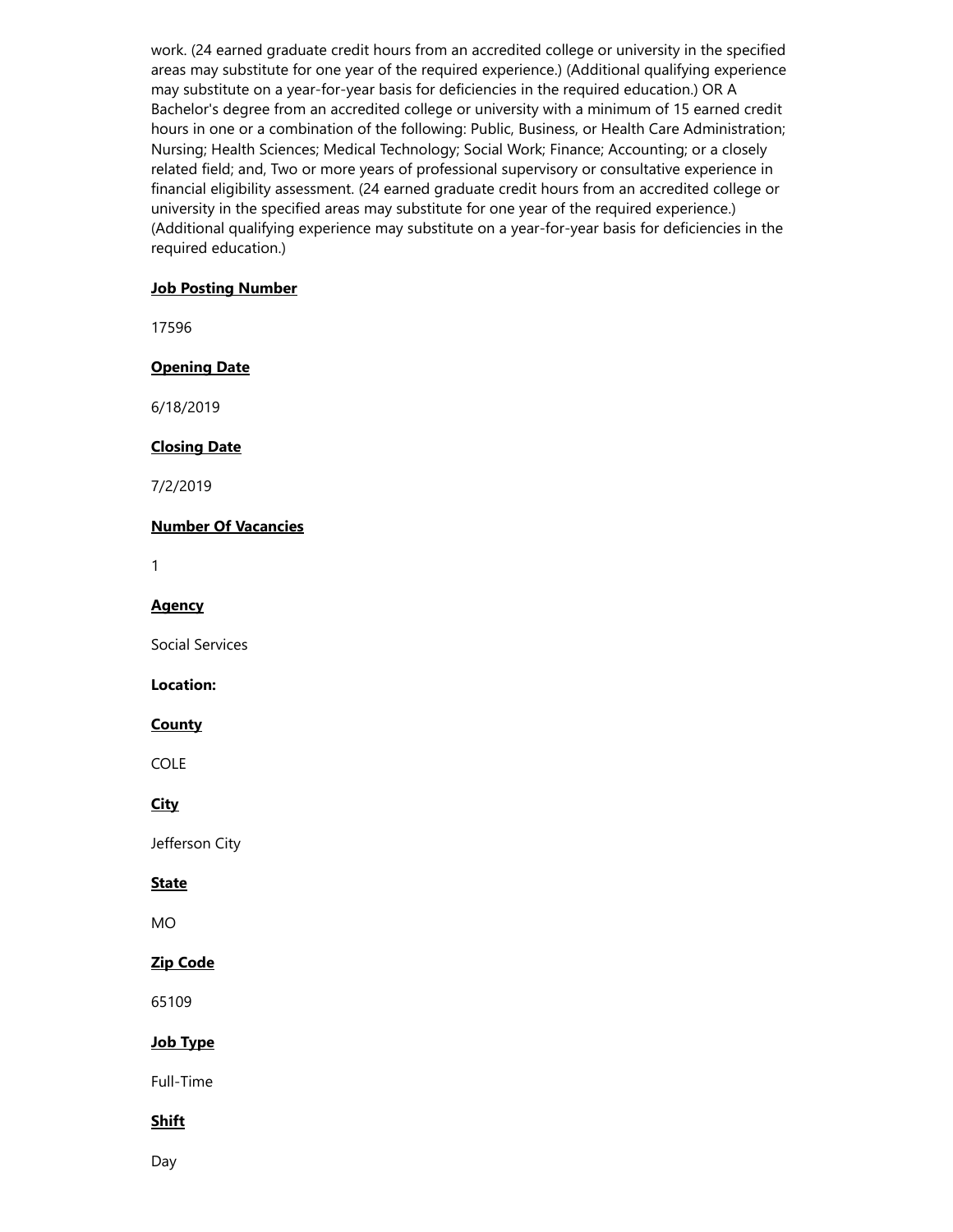work. (24 earned graduate credit hours from an accredited college or university in the specified areas may substitute for one year of the required experience.) (Additional qualifying experience may substitute on a year-for-year basis for deficiencies in the required education.) OR A Bachelor's degree from an accredited college or university with a minimum of 15 earned credit hours in one or a combination of the following: Public, Business, or Health Care Administration; Nursing; Health Sciences; Medical Technology; Social Work; Finance; Accounting; or a closely related field; and, Two or more years of professional supervisory or consultative experience in financial eligibility assessment. (24 earned graduate credit hours from an accredited college or university in the specified areas may substitute for one year of the required experience.) (Additional qualifying experience may substitute on a year-for-year basis for deficiencies in the required education.)

**Job Posting Number**

17596

**Opening Date**

6/18/2019

**Closing Date**

7/2/2019

**Number Of Vacancies**

1

**Agency**

Social Services

**Location:**

**County**

COLE

**City**

Jefferson City

**State**

MO

**Zip Code**

65109

**Job Type**

Full-Time

**Shift**

Day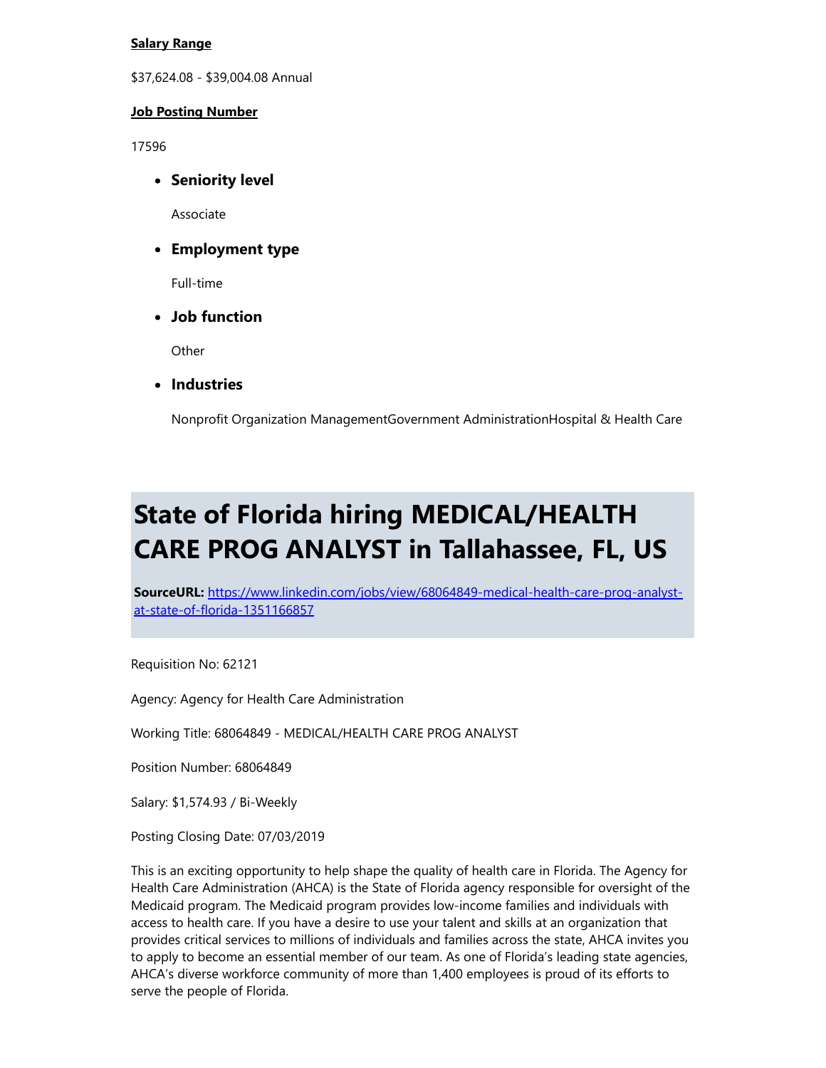**Salary Range**

$37,624.08 - $39,004.08 Annual

**Job Posting Number**

17596

- **Seniority level**

  Associate

- **Employment type**

  Full-time

- **Job function**

  Other

- **Industries**

  Nonprofit Organization ManagementGovernment AdministrationHospital & Health Care

# State of Florida hiring MEDICAL/HEALTH CARE PROG ANALYST in Tallahassee, FL, US

**SourceURL:** https://www.linkedin.com/jobs/view/68064849-medical-health-care-prog-analyst-at-state-of-florida-1351166857

Requisition No: 62121

Agency: Agency for Health Care Administration

Working Title: 68064849 - MEDICAL/HEALTH CARE PROG ANALYST

Position Number: 68064849

Salary: $1,574.93 / Bi-Weekly

Posting Closing Date: 07/03/2019

This is an exciting opportunity to help shape the quality of health care in Florida. The Agency for Health Care Administration (AHCA) is the State of Florida agency responsible for oversight of the Medicaid program. The Medicaid program provides low-income families and individuals with access to health care. If you have a desire to use your talent and skills at an organization that provides critical services to millions of individuals and families across the state, AHCA invites you to apply to become an essential member of our team. As one of Florida's leading state agencies, AHCA's diverse workforce community of more than 1,400 employees is proud of its efforts to serve the people of Florida.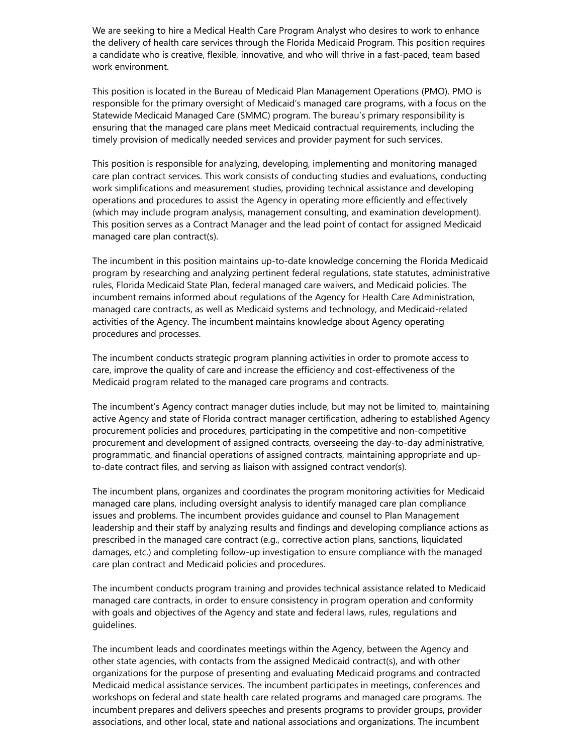We are seeking to hire a Medical Health Care Program Analyst who desires to work to enhance the delivery of health care services through the Florida Medicaid Program. This position requires a candidate who is creative, flexible, innovative, and who will thrive in a fast-paced, team based work environment.

This position is located in the Bureau of Medicaid Plan Management Operations (PMO). PMO is responsible for the primary oversight of Medicaid's managed care programs, with a focus on the Statewide Medicaid Managed Care (SMMC) program. The bureau's primary responsibility is ensuring that the managed care plans meet Medicaid contractual requirements, including the timely provision of medically needed services and provider payment for such services.

This position is responsible for analyzing, developing, implementing and monitoring managed care plan contract services. This work consists of conducting studies and evaluations, conducting work simplifications and measurement studies, providing technical assistance and developing operations and procedures to assist the Agency in operating more efficiently and effectively (which may include program analysis, management consulting, and examination development). This position serves as a Contract Manager and the lead point of contact for assigned Medicaid managed care plan contract(s).

The incumbent in this position maintains up-to-date knowledge concerning the Florida Medicaid program by researching and analyzing pertinent federal regulations, state statutes, administrative rules, Florida Medicaid State Plan, federal managed care waivers, and Medicaid policies. The incumbent remains informed about regulations of the Agency for Health Care Administration, managed care contracts, as well as Medicaid systems and technology, and Medicaid-related activities of the Agency. The incumbent maintains knowledge about Agency operating procedures and processes.

The incumbent conducts strategic program planning activities in order to promote access to care, improve the quality of care and increase the efficiency and cost-effectiveness of the Medicaid program related to the managed care programs and contracts.

The incumbent's Agency contract manager duties include, but may not be limited to, maintaining active Agency and state of Florida contract manager certification, adhering to established Agency procurement policies and procedures, participating in the competitive and non-competitive procurement and development of assigned contracts, overseeing the day-to-day administrative, programmatic, and financial operations of assigned contracts, maintaining appropriate and up-to-date contract files, and serving as liaison with assigned contract vendor(s).

The incumbent plans, organizes and coordinates the program monitoring activities for Medicaid managed care plans, including oversight analysis to identify managed care plan compliance issues and problems. The incumbent provides guidance and counsel to Plan Management leadership and their staff by analyzing results and findings and developing compliance actions as prescribed in the managed care contract (e.g., corrective action plans, sanctions, liquidated damages, etc.) and completing follow-up investigation to ensure compliance with the managed care plan contract and Medicaid policies and procedures.

The incumbent conducts program training and provides technical assistance related to Medicaid managed care contracts, in order to ensure consistency in program operation and conformity with goals and objectives of the Agency and state and federal laws, rules, regulations and guidelines.

The incumbent leads and coordinates meetings within the Agency, between the Agency and other state agencies, with contacts from the assigned Medicaid contract(s), and with other organizations for the purpose of presenting and evaluating Medicaid programs and contracted Medicaid medical assistance services. The incumbent participates in meetings, conferences and workshops on federal and state health care related programs and managed care programs. The incumbent prepares and delivers speeches and presents programs to provider groups, provider associations, and other local, state and national associations and organizations. The incumbent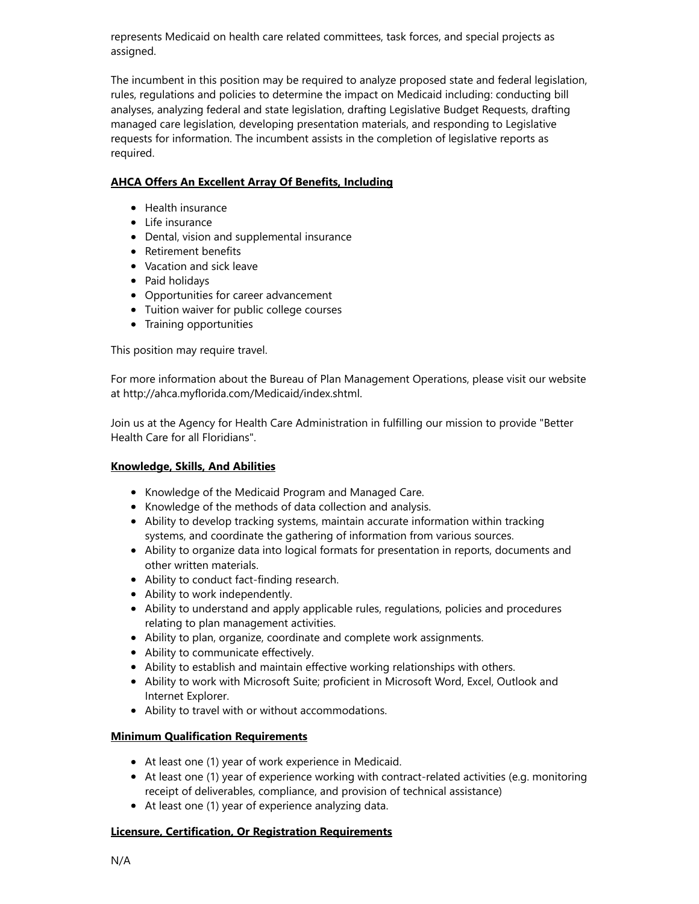represents Medicaid on health care related committees, task forces, and special projects as assigned.

The incumbent in this position may be required to analyze proposed state and federal legislation, rules, regulations and policies to determine the impact on Medicaid including: conducting bill analyses, analyzing federal and state legislation, drafting Legislative Budget Requests, drafting managed care legislation, developing presentation materials, and responding to Legislative requests for information. The incumbent assists in the completion of legislative reports as required.

**AHCA Offers An Excellent Array Of Benefits, Including**

- Health insurance
- Life insurance
- Dental, vision and supplemental insurance
- Retirement benefits
- Vacation and sick leave
- Paid holidays
- Opportunities for career advancement
- Tuition waiver for public college courses
- Training opportunities

This position may require travel.

For more information about the Bureau of Plan Management Operations, please visit our website at http://ahca.myflorida.com/Medicaid/index.shtml.

Join us at the Agency for Health Care Administration in fulfilling our mission to provide "Better Health Care for all Floridians".

**Knowledge, Skills, And Abilities**

- Knowledge of the Medicaid Program and Managed Care.
- Knowledge of the methods of data collection and analysis.
- Ability to develop tracking systems, maintain accurate information within tracking systems, and coordinate the gathering of information from various sources.
- Ability to organize data into logical formats for presentation in reports, documents and other written materials.
- Ability to conduct fact-finding research.
- Ability to work independently.
- Ability to understand and apply applicable rules, regulations, policies and procedures relating to plan management activities.
- Ability to plan, organize, coordinate and complete work assignments.
- Ability to communicate effectively.
- Ability to establish and maintain effective working relationships with others.
- Ability to work with Microsoft Suite; proficient in Microsoft Word, Excel, Outlook and Internet Explorer.
- Ability to travel with or without accommodations.

**Minimum Qualification Requirements**

- At least one (1) year of work experience in Medicaid.
- At least one (1) year of experience working with contract-related activities (e.g. monitoring receipt of deliverables, compliance, and provision of technical assistance)
- At least one (1) year of experience analyzing data.

**Licensure, Certification, Or Registration Requirements**

N/A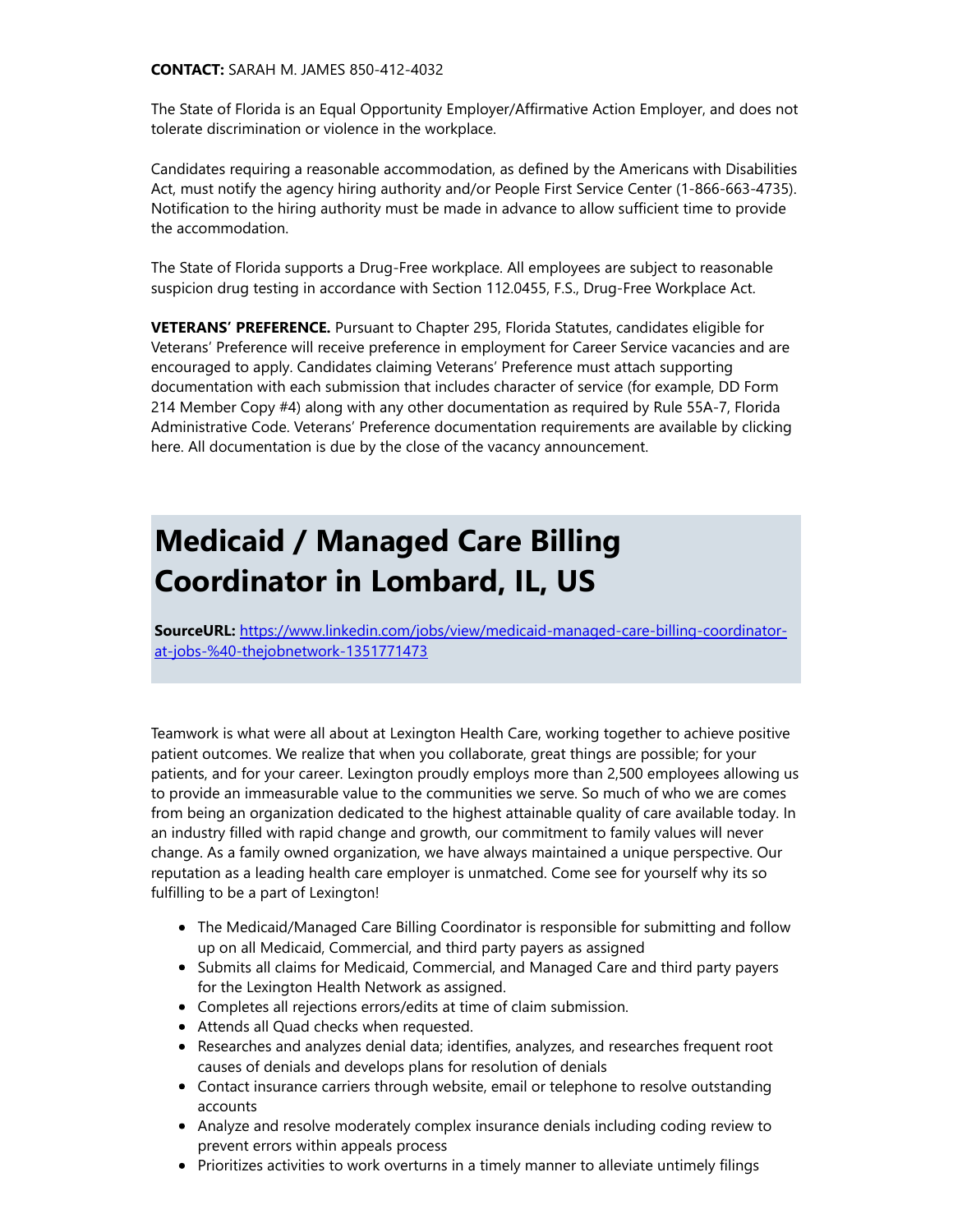**CONTACT:** SARAH M. JAMES 850-412-4032

The State of Florida is an Equal Opportunity Employer/Affirmative Action Employer, and does not tolerate discrimination or violence in the workplace.

Candidates requiring a reasonable accommodation, as defined by the Americans with Disabilities Act, must notify the agency hiring authority and/or People First Service Center (1-866-663-4735). Notification to the hiring authority must be made in advance to allow sufficient time to provide the accommodation.

The State of Florida supports a Drug-Free workplace. All employees are subject to reasonable suspicion drug testing in accordance with Section 112.0455, F.S., Drug-Free Workplace Act.

**VETERANS' PREFERENCE.** Pursuant to Chapter 295, Florida Statutes, candidates eligible for Veterans' Preference will receive preference in employment for Career Service vacancies and are encouraged to apply. Candidates claiming Veterans' Preference must attach supporting documentation with each submission that includes character of service (for example, DD Form 214 Member Copy #4) along with any other documentation as required by Rule 55A-7, Florida Administrative Code. Veterans' Preference documentation requirements are available by clicking here. All documentation is due by the close of the vacancy announcement.

# Medicaid / Managed Care Billing Coordinator in Lombard, IL, US

**SourceURL:** [https://www.linkedin.com/jobs/view/medicaid-managed-care-billing-coordinator-at-jobs-%40-thejobnetwork-1351771473](https://www.linkedin.com/jobs/view/medicaid-managed-care-billing-coordinator-at-jobs-%40-thejobnetwork-1351771473)

Teamwork is what were all about at Lexington Health Care, working together to achieve positive patient outcomes. We realize that when you collaborate, great things are possible; for your patients, and for your career. Lexington proudly employs more than 2,500 employees allowing us to provide an immeasurable value to the communities we serve. So much of who we are comes from being an organization dedicated to the highest attainable quality of care available today. In an industry filled with rapid change and growth, our commitment to family values will never change. As a family owned organization, we have always maintained a unique perspective. Our reputation as a leading health care employer is unmatched. Come see for yourself why its so fulfilling to be a part of Lexington!

- The Medicaid/Managed Care Billing Coordinator is responsible for submitting and follow up on all Medicaid, Commercial, and third party payers as assigned
- Submits all claims for Medicaid, Commercial, and Managed Care and third party payers for the Lexington Health Network as assigned.
- Completes all rejections errors/edits at time of claim submission.
- Attends all Quad checks when requested.
- Researches and analyzes denial data; identifies, analyzes, and researches frequent root causes of denials and develops plans for resolution of denials
- Contact insurance carriers through website, email or telephone to resolve outstanding accounts
- Analyze and resolve moderately complex insurance denials including coding review to prevent errors within appeals process
- Prioritizes activities to work overturns in a timely manner to alleviate untimely filings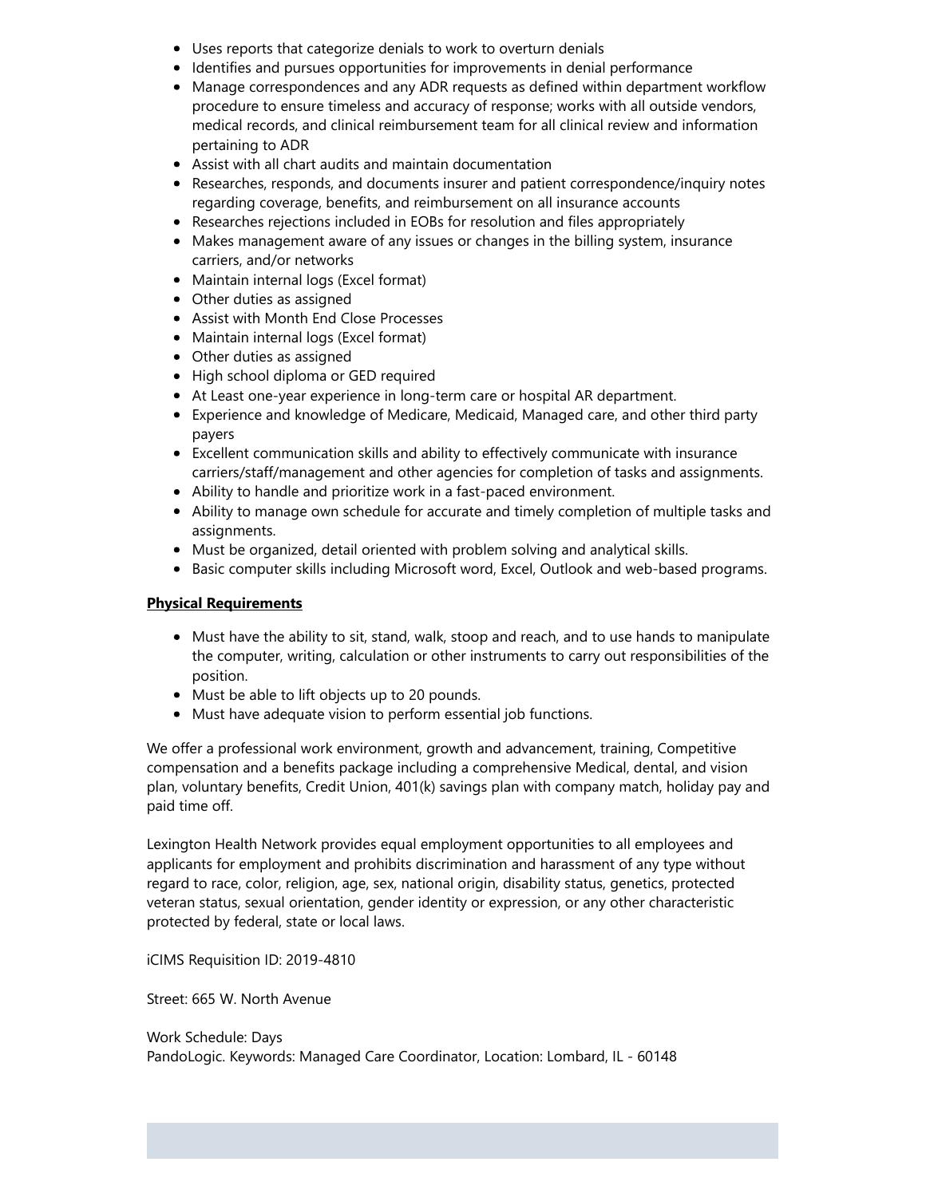- Uses reports that categorize denials to work to overturn denials
- Identifies and pursues opportunities for improvements in denial performance
- Manage correspondences and any ADR requests as defined within department workflow procedure to ensure timeless and accuracy of response; works with all outside vendors, medical records, and clinical reimbursement team for all clinical review and information pertaining to ADR
- Assist with all chart audits and maintain documentation
- Researches, responds, and documents insurer and patient correspondence/inquiry notes regarding coverage, benefits, and reimbursement on all insurance accounts
- Researches rejections included in EOBs for resolution and files appropriately
- Makes management aware of any issues or changes in the billing system, insurance carriers, and/or networks
- Maintain internal logs (Excel format)
- Other duties as assigned
- Assist with Month End Close Processes
- Maintain internal logs (Excel format)
- Other duties as assigned
- High school diploma or GED required
- At Least one-year experience in long-term care or hospital AR department.
- Experience and knowledge of Medicare, Medicaid, Managed care, and other third party payers
- Excellent communication skills and ability to effectively communicate with insurance carriers/staff/management and other agencies for completion of tasks and assignments.
- Ability to handle and prioritize work in a fast-paced environment.
- Ability to manage own schedule for accurate and timely completion of multiple tasks and assignments.
- Must be organized, detail oriented with problem solving and analytical skills.
- Basic computer skills including Microsoft word, Excel, Outlook and web-based programs.

**Physical Requirements**

- Must have the ability to sit, stand, walk, stoop and reach, and to use hands to manipulate the computer, writing, calculation or other instruments to carry out responsibilities of the position.
- Must be able to lift objects up to 20 pounds.
- Must have adequate vision to perform essential job functions.

We offer a professional work environment, growth and advancement, training, Competitive compensation and a benefits package including a comprehensive Medical, dental, and vision plan, voluntary benefits, Credit Union, 401(k) savings plan with company match, holiday pay and paid time off.

Lexington Health Network provides equal employment opportunities to all employees and applicants for employment and prohibits discrimination and harassment of any type without regard to race, color, religion, age, sex, national origin, disability status, genetics, protected veteran status, sexual orientation, gender identity or expression, or any other characteristic protected by federal, state or local laws.

iCIMS Requisition ID: 2019-4810

Street: 665 W. North Avenue

Work Schedule: Days
PandoLogic. Keywords: Managed Care Coordinator, Location: Lombard, IL - 60148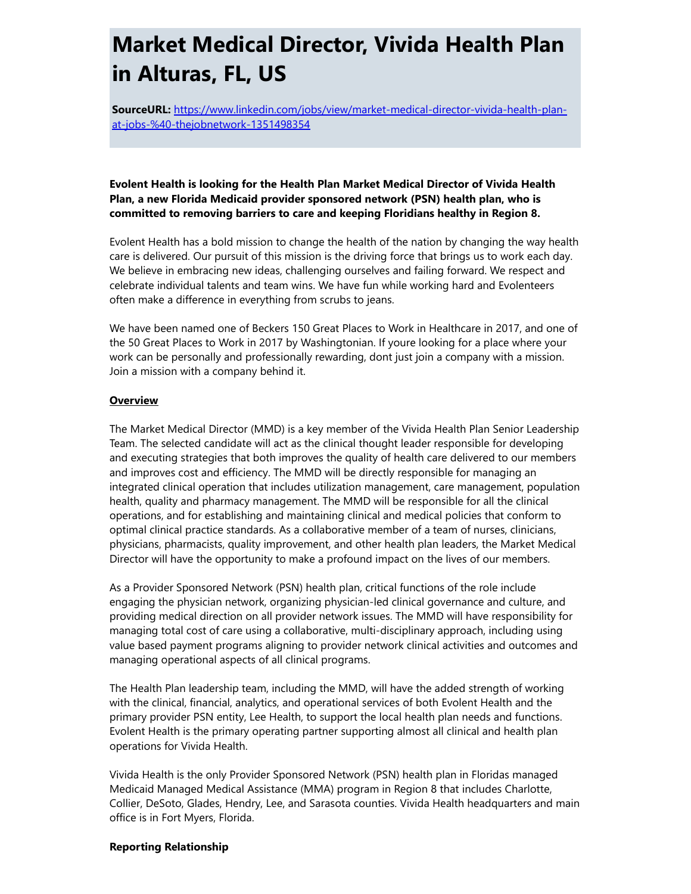# Market Medical Director, Vivida Health Plan in Alturas, FL, US

**SourceURL:** [https://www.linkedin.com/jobs/view/market-medical-director-vivida-health-plan-at-jobs-%40-thejobnetwork-1351498354](https://www.linkedin.com/jobs/view/market-medical-director-vivida-health-plan-at-jobs-%40-thejobnetwork-1351498354)

**Evolent Health is looking for the Health Plan Market Medical Director of Vivida Health Plan, a new Florida Medicaid provider sponsored network (PSN) health plan, who is committed to removing barriers to care and keeping Floridians healthy in Region 8.**

Evolent Health has a bold mission to change the health of the nation by changing the way health care is delivered. Our pursuit of this mission is the driving force that brings us to work each day. We believe in embracing new ideas, challenging ourselves and failing forward. We respect and celebrate individual talents and team wins. We have fun while working hard and Evolenteers often make a difference in everything from scrubs to jeans.

We have been named one of Beckers 150 Great Places to Work in Healthcare in 2017, and one of the 50 Great Places to Work in 2017 by Washingtonian. If youre looking for a place where your work can be personally and professionally rewarding, dont just join a company with a mission. Join a mission with a company behind it.

**Overview**

The Market Medical Director (MMD) is a key member of the Vivida Health Plan Senior Leadership Team. The selected candidate will act as the clinical thought leader responsible for developing and executing strategies that both improves the quality of health care delivered to our members and improves cost and efficiency. The MMD will be directly responsible for managing an integrated clinical operation that includes utilization management, care management, population health, quality and pharmacy management. The MMD will be responsible for all the clinical operations, and for establishing and maintaining clinical and medical policies that conform to optimal clinical practice standards. As a collaborative member of a team of nurses, clinicians, physicians, pharmacists, quality improvement, and other health plan leaders, the Market Medical Director will have the opportunity to make a profound impact on the lives of our members.

As a Provider Sponsored Network (PSN) health plan, critical functions of the role include engaging the physician network, organizing physician-led clinical governance and culture, and providing medical direction on all provider network issues. The MMD will have responsibility for managing total cost of care using a collaborative, multi-disciplinary approach, including using value based payment programs aligning to provider network clinical activities and outcomes and managing operational aspects of all clinical programs.

The Health Plan leadership team, including the MMD, will have the added strength of working with the clinical, financial, analytics, and operational services of both Evolent Health and the primary provider PSN entity, Lee Health, to support the local health plan needs and functions. Evolent Health is the primary operating partner supporting almost all clinical and health plan operations for Vivida Health.

Vivida Health is the only Provider Sponsored Network (PSN) health plan in Floridas managed Medicaid Managed Medical Assistance (MMA) program in Region 8 that includes Charlotte, Collier, DeSoto, Glades, Hendry, Lee, and Sarasota counties. Vivida Health headquarters and main office is in Fort Myers, Florida.

**Reporting Relationship**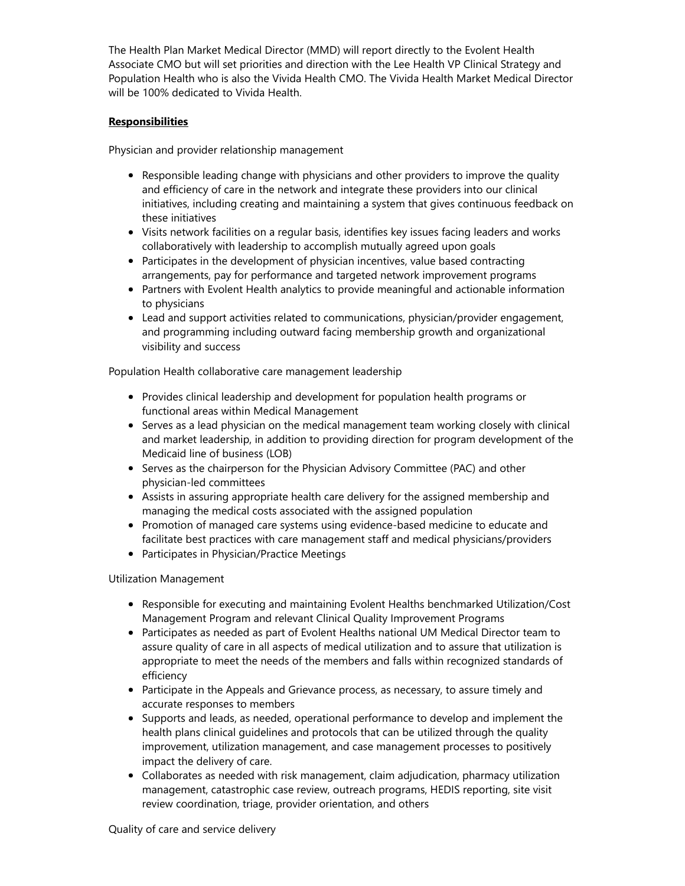The Health Plan Market Medical Director (MMD) will report directly to the Evolent Health Associate CMO but will set priorities and direction with the Lee Health VP Clinical Strategy and Population Health who is also the Vivida Health CMO. The Vivida Health Market Medical Director will be 100% dedicated to Vivida Health.

**Responsibilities**

Physician and provider relationship management

- Responsible leading change with physicians and other providers to improve the quality and efficiency of care in the network and integrate these providers into our clinical initiatives, including creating and maintaining a system that gives continuous feedback on these initiatives
- Visits network facilities on a regular basis, identifies key issues facing leaders and works collaboratively with leadership to accomplish mutually agreed upon goals
- Participates in the development of physician incentives, value based contracting arrangements, pay for performance and targeted network improvement programs
- Partners with Evolent Health analytics to provide meaningful and actionable information to physicians
- Lead and support activities related to communications, physician/provider engagement, and programming including outward facing membership growth and organizational visibility and success

Population Health collaborative care management leadership

- Provides clinical leadership and development for population health programs or functional areas within Medical Management
- Serves as a lead physician on the medical management team working closely with clinical and market leadership, in addition to providing direction for program development of the Medicaid line of business (LOB)
- Serves as the chairperson for the Physician Advisory Committee (PAC) and other physician-led committees
- Assists in assuring appropriate health care delivery for the assigned membership and managing the medical costs associated with the assigned population
- Promotion of managed care systems using evidence-based medicine to educate and facilitate best practices with care management staff and medical physicians/providers
- Participates in Physician/Practice Meetings

Utilization Management

- Responsible for executing and maintaining Evolent Healths benchmarked Utilization/Cost Management Program and relevant Clinical Quality Improvement Programs
- Participates as needed as part of Evolent Healths national UM Medical Director team to assure quality of care in all aspects of medical utilization and to assure that utilization is appropriate to meet the needs of the members and falls within recognized standards of efficiency
- Participate in the Appeals and Grievance process, as necessary, to assure timely and accurate responses to members
- Supports and leads, as needed, operational performance to develop and implement the health plans clinical guidelines and protocols that can be utilized through the quality improvement, utilization management, and case management processes to positively impact the delivery of care.
- Collaborates as needed with risk management, claim adjudication, pharmacy utilization management, catastrophic case review, outreach programs, HEDIS reporting, site visit review coordination, triage, provider orientation, and others

Quality of care and service delivery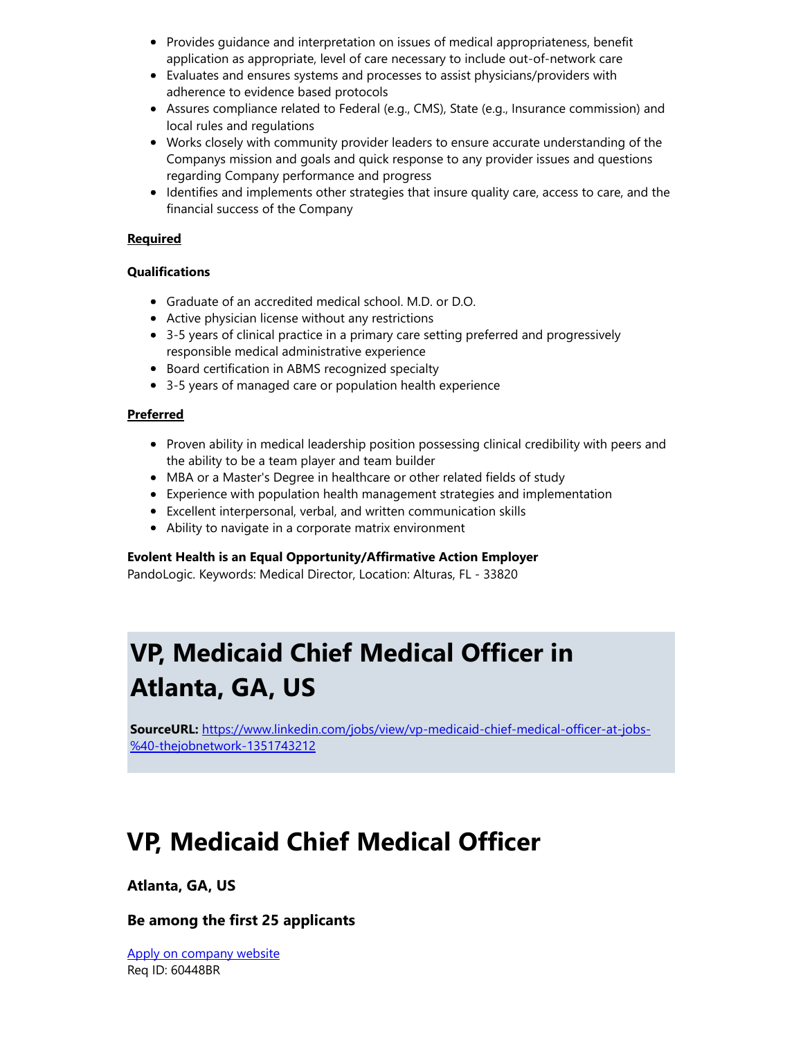- Provides guidance and interpretation on issues of medical appropriateness, benefit application as appropriate, level of care necessary to include out-of-network care
- Evaluates and ensures systems and processes to assist physicians/providers with adherence to evidence based protocols
- Assures compliance related to Federal (e.g., CMS), State (e.g., Insurance commission) and local rules and regulations
- Works closely with community provider leaders to ensure accurate understanding of the Companys mission and goals and quick response to any provider issues and questions regarding Company performance and progress
- Identifies and implements other strategies that insure quality care, access to care, and the financial success of the Company

**Required**

**Qualifications**

- Graduate of an accredited medical school. M.D. or D.O.
- Active physician license without any restrictions
- 3-5 years of clinical practice in a primary care setting preferred and progressively responsible medical administrative experience
- Board certification in ABMS recognized specialty
- 3-5 years of managed care or population health experience

**Preferred**

- Proven ability in medical leadership position possessing clinical credibility with peers and the ability to be a team player and team builder
- MBA or a Master's Degree in healthcare or other related fields of study
- Experience with population health management strategies and implementation
- Excellent interpersonal, verbal, and written communication skills
- Ability to navigate in a corporate matrix environment

**Evolent Health is an Equal Opportunity/Affirmative Action Employer**
PandoLogic. Keywords: Medical Director, Location: Alturas, FL - 33820

# VP, Medicaid Chief Medical Officer in Atlanta, GA, US

**SourceURL:** [https://www.linkedin.com/jobs/view/vp-medicaid-chief-medical-officer-at-jobs-%40-thejobnetwork-1351743212](https://www.linkedin.com/jobs/view/vp-medicaid-chief-medical-officer-at-jobs-%40-thejobnetwork-1351743212)

# VP, Medicaid Chief Medical Officer

### Atlanta, GA, US

### Be among the first 25 applicants

[Apply on company website]()
Req ID: 60448BR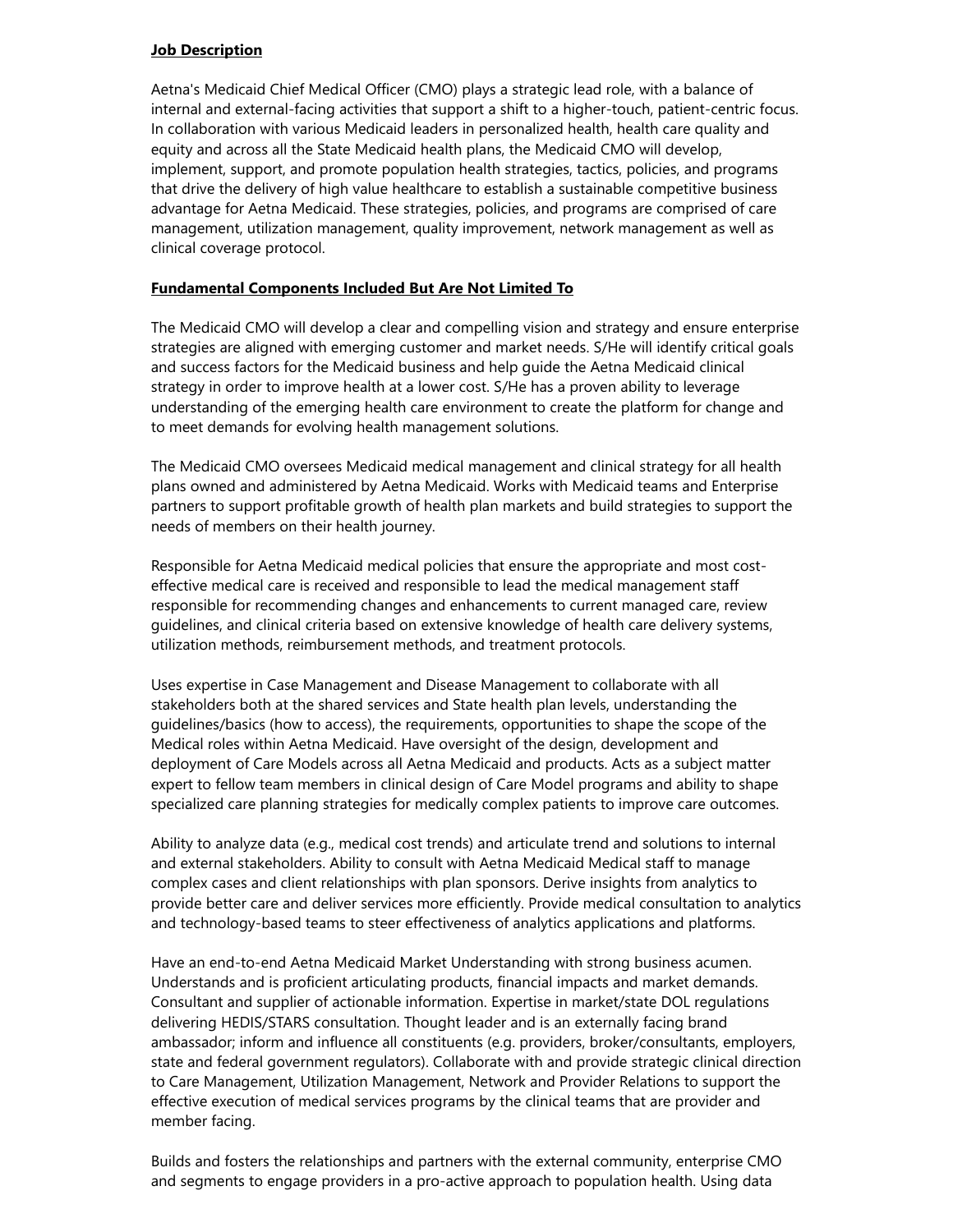**Job Description**

Aetna's Medicaid Chief Medical Officer (CMO) plays a strategic lead role, with a balance of internal and external-facing activities that support a shift to a higher-touch, patient-centric focus. In collaboration with various Medicaid leaders in personalized health, health care quality and equity and across all the State Medicaid health plans, the Medicaid CMO will develop, implement, support, and promote population health strategies, tactics, policies, and programs that drive the delivery of high value healthcare to establish a sustainable competitive business advantage for Aetna Medicaid. These strategies, policies, and programs are comprised of care management, utilization management, quality improvement, network management as well as clinical coverage protocol.

**Fundamental Components Included But Are Not Limited To**

The Medicaid CMO will develop a clear and compelling vision and strategy and ensure enterprise strategies are aligned with emerging customer and market needs. S/He will identify critical goals and success factors for the Medicaid business and help guide the Aetna Medicaid clinical strategy in order to improve health at a lower cost. S/He has a proven ability to leverage understanding of the emerging health care environment to create the platform for change and to meet demands for evolving health management solutions.

The Medicaid CMO oversees Medicaid medical management and clinical strategy for all health plans owned and administered by Aetna Medicaid. Works with Medicaid teams and Enterprise partners to support profitable growth of health plan markets and build strategies to support the needs of members on their health journey.

Responsible for Aetna Medicaid medical policies that ensure the appropriate and most cost-effective medical care is received and responsible to lead the medical management staff responsible for recommending changes and enhancements to current managed care, review guidelines, and clinical criteria based on extensive knowledge of health care delivery systems, utilization methods, reimbursement methods, and treatment protocols.

Uses expertise in Case Management and Disease Management to collaborate with all stakeholders both at the shared services and State health plan levels, understanding the guidelines/basics (how to access), the requirements, opportunities to shape the scope of the Medical roles within Aetna Medicaid. Have oversight of the design, development and deployment of Care Models across all Aetna Medicaid and products. Acts as a subject matter expert to fellow team members in clinical design of Care Model programs and ability to shape specialized care planning strategies for medically complex patients to improve care outcomes.

Ability to analyze data (e.g., medical cost trends) and articulate trend and solutions to internal and external stakeholders. Ability to consult with Aetna Medicaid Medical staff to manage complex cases and client relationships with plan sponsors. Derive insights from analytics to provide better care and deliver services more efficiently. Provide medical consultation to analytics and technology-based teams to steer effectiveness of analytics applications and platforms.

Have an end-to-end Aetna Medicaid Market Understanding with strong business acumen. Understands and is proficient articulating products, financial impacts and market demands. Consultant and supplier of actionable information. Expertise in market/state DOL regulations delivering HEDIS/STARS consultation. Thought leader and is an externally facing brand ambassador; inform and influence all constituents (e.g. providers, broker/consultants, employers, state and federal government regulators). Collaborate with and provide strategic clinical direction to Care Management, Utilization Management, Network and Provider Relations to support the effective execution of medical services programs by the clinical teams that are provider and member facing.

Builds and fosters the relationships and partners with the external community, enterprise CMO and segments to engage providers in a pro-active approach to population health. Using data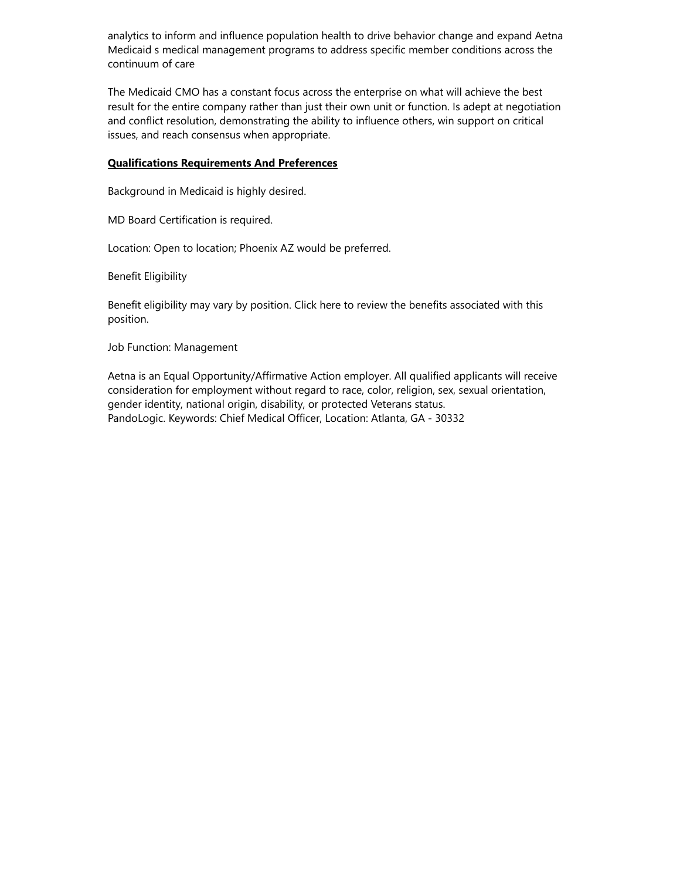analytics to inform and influence population health to drive behavior change and expand Aetna Medicaid s medical management programs to address specific member conditions across the continuum of care

The Medicaid CMO has a constant focus across the enterprise on what will achieve the best result for the entire company rather than just their own unit or function. Is adept at negotiation and conflict resolution, demonstrating the ability to influence others, win support on critical issues, and reach consensus when appropriate.

**Qualifications Requirements And Preferences**

Background in Medicaid is highly desired.

MD Board Certification is required.

Location: Open to location; Phoenix AZ would be preferred.

Benefit Eligibility

Benefit eligibility may vary by position. Click here to review the benefits associated with this position.

Job Function: Management

Aetna is an Equal Opportunity/Affirmative Action employer. All qualified applicants will receive consideration for employment without regard to race, color, religion, sex, sexual orientation, gender identity, national origin, disability, or protected Veterans status.
PandoLogic. Keywords: Chief Medical Officer, Location: Atlanta, GA - 30332